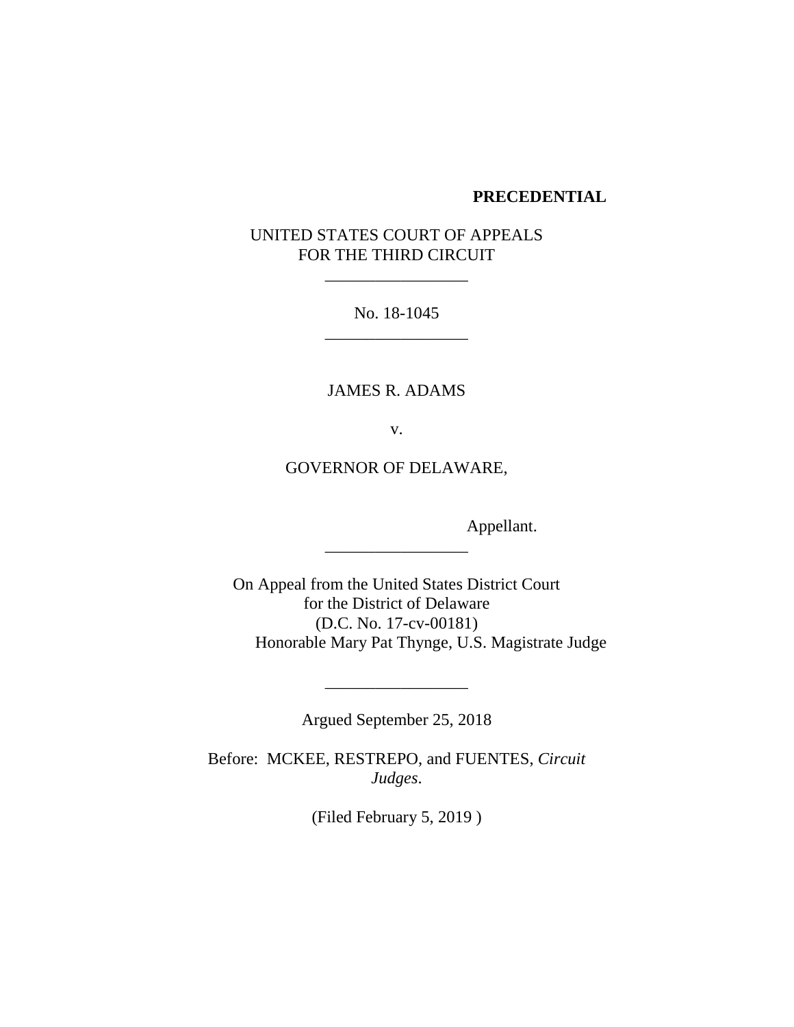**PRECEDENTIAL**

UNITED STATES COURT OF APPEALS
FOR THE THIRD CIRCUIT

\_\_\_\_\_\_\_\_\_\_\_\_\_\_\_\_

No. 18-1045

\_\_\_\_\_\_\_\_\_\_\_\_\_\_\_\_

JAMES R. ADAMS

v.

GOVERNOR OF DELAWARE,

Appellant.

\_\_\_\_\_\_\_\_\_\_\_\_\_\_\_\_

On Appeal from the United States District Court
for the District of Delaware
(D.C. No. 17-cv-00181)
Honorable Mary Pat Thynge, U.S. Magistrate Judge

\_\_\_\_\_\_\_\_\_\_\_\_\_\_\_\_

Argued September 25, 2018

Before: MCKEE, RESTREPO, and FUENTES, *Circuit Judges*.

(Filed February 5, 2019 )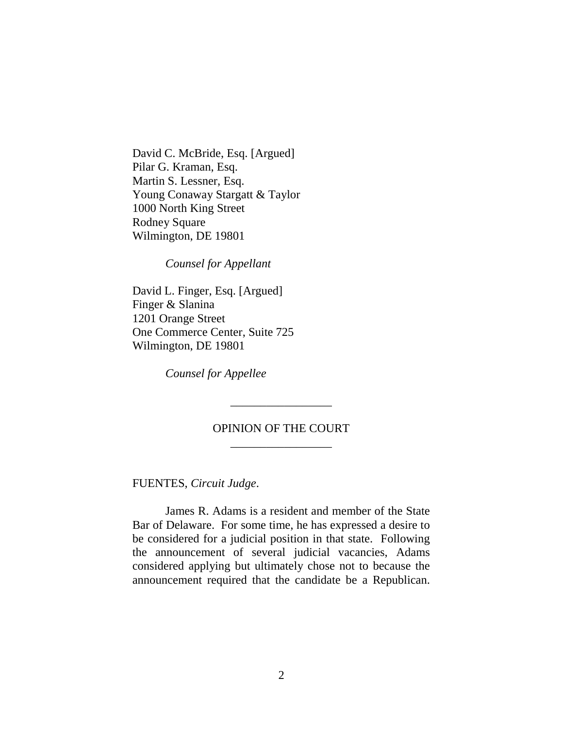David C. McBride, Esq. [Argued]
Pilar G. Kraman, Esq.
Martin S. Lessner, Esq.
Young Conaway Stargatt & Taylor
1000 North King Street
Rodney Square
Wilmington, DE 19801

*Counsel for Appellant*

David L. Finger, Esq. [Argued]
Finger & Slanina
1201 Orange Street
One Commerce Center, Suite 725
Wilmington, DE 19801

*Counsel for Appellee*

---

OPINION OF THE COURT

---

FUENTES, *Circuit Judge*.

James R. Adams is a resident and member of the State Bar of Delaware. For some time, he has expressed a desire to be considered for a judicial position in that state. Following the announcement of several judicial vacancies, Adams considered applying but ultimately chose not to because the announcement required that the candidate be a Republican.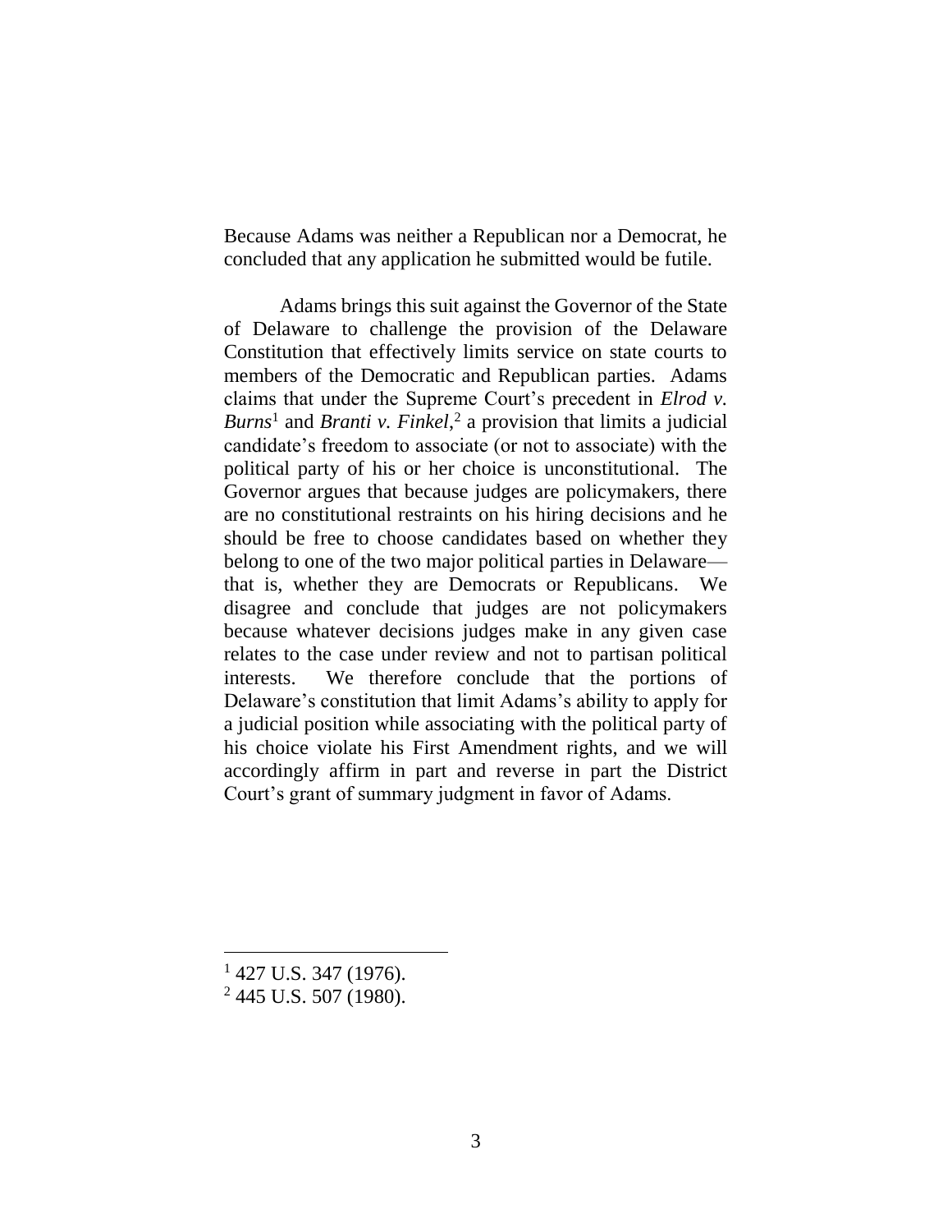Because Adams was neither a Republican nor a Democrat, he concluded that any application he submitted would be futile.

Adams brings this suit against the Governor of the State of Delaware to challenge the provision of the Delaware Constitution that effectively limits service on state courts to members of the Democratic and Republican parties. Adams claims that under the Supreme Court's precedent in *Elrod v. Burns*[1] and *Branti v. Finkel*,[2] a provision that limits a judicial candidate's freedom to associate (or not to associate) with the political party of his or her choice is unconstitutional. The Governor argues that because judges are policymakers, there are no constitutional restraints on his hiring decisions and he should be free to choose candidates based on whether they belong to one of the two major political parties in Delaware—that is, whether they are Democrats or Republicans. We disagree and conclude that judges are not policymakers because whatever decisions judges make in any given case relates to the case under review and not to partisan political interests. We therefore conclude that the portions of Delaware's constitution that limit Adams's ability to apply for a judicial position while associating with the political party of his choice violate his First Amendment rights, and we will accordingly affirm in part and reverse in part the District Court's grant of summary judgment in favor of Adams.

---

[1] 427 U.S. 347 (1976).

[2] 445 U.S. 507 (1980).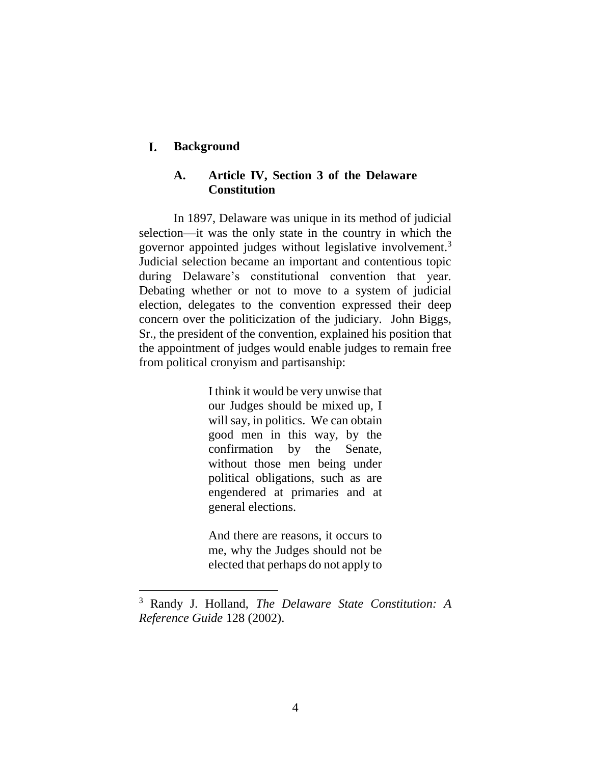## I. Background

### A. Article IV, Section 3 of the Delaware Constitution

In 1897, Delaware was unique in its method of judicial selection—it was the only state in the country in which the governor appointed judges without legislative involvement.[3] Judicial selection became an important and contentious topic during Delaware's constitutional convention that year. Debating whether or not to move to a system of judicial election, delegates to the convention expressed their deep concern over the politicization of the judiciary. John Biggs, Sr., the president of the convention, explained his position that the appointment of judges would enable judges to remain free from political cronyism and partisanship:

> I think it would be very unwise that our Judges should be mixed up, I will say, in politics. We can obtain good men in this way, by the confirmation by the Senate, without those men being under political obligations, such as are engendered at primaries and at general elections.
>
> And there are reasons, it occurs to me, why the Judges should not be elected that perhaps do not apply to

---

[3] Randy J. Holland, *The Delaware State Constitution: A Reference Guide* 128 (2002).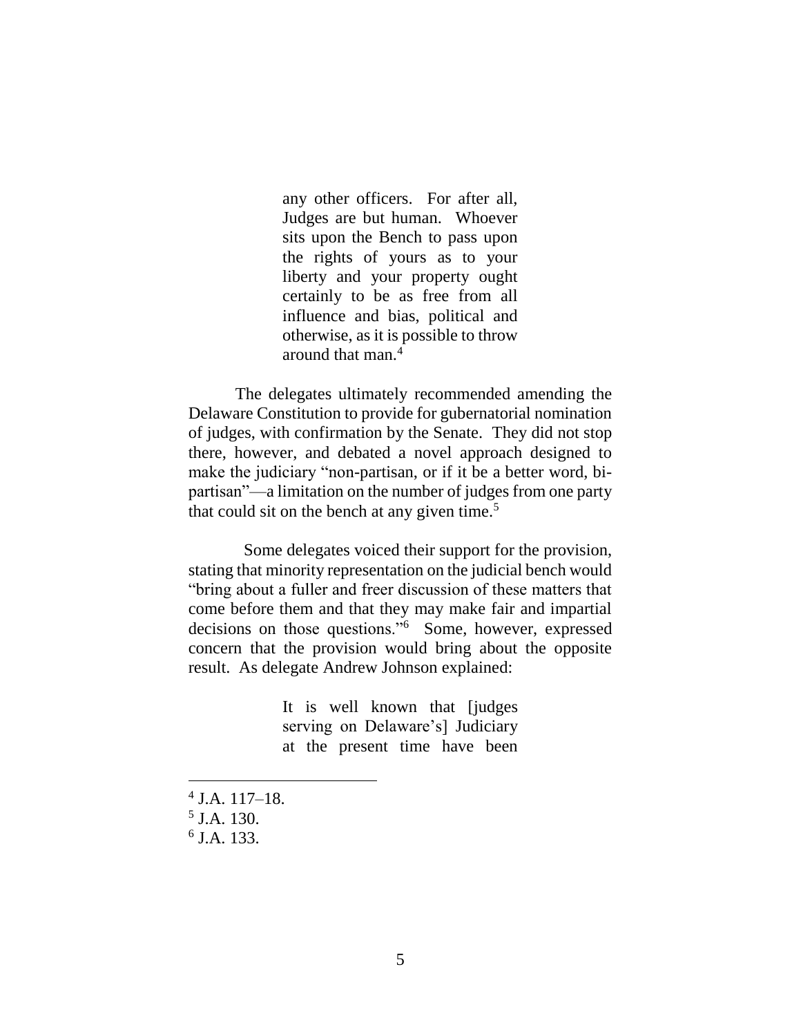> any other officers. For after all, Judges are but human. Whoever sits upon the Bench to pass upon the rights of yours as to your liberty and your property ought certainly to be as free from all influence and bias, political and otherwise, as it is possible to throw around that man.[4]

The delegates ultimately recommended amending the Delaware Constitution to provide for gubernatorial nomination of judges, with confirmation by the Senate. They did not stop there, however, and debated a novel approach designed to make the judiciary "non-partisan, or if it be a better word, bi-partisan"—a limitation on the number of judges from one party that could sit on the bench at any given time.[5]

Some delegates voiced their support for the provision, stating that minority representation on the judicial bench would "bring about a fuller and freer discussion of these matters that come before them and that they may make fair and impartial decisions on those questions."[6] Some, however, expressed concern that the provision would bring about the opposite result. As delegate Andrew Johnson explained:

> It is well known that [judges serving on Delaware's] Judiciary at the present time have been

---

[4] J.A. 117–18.

[5] J.A. 130.

[6] J.A. 133.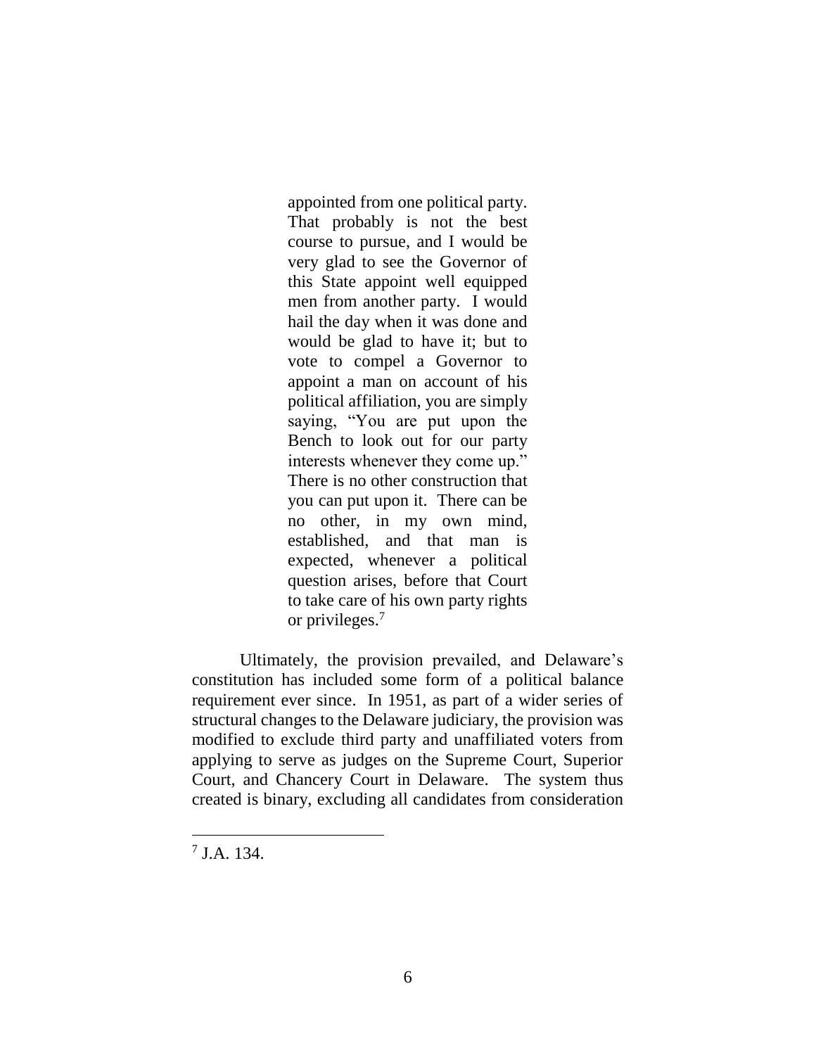> appointed from one political party. That probably is not the best course to pursue, and I would be very glad to see the Governor of this State appoint well equipped men from another party. I would hail the day when it was done and would be glad to have it; but to vote to compel a Governor to appoint a man on account of his political affiliation, you are simply saying, "You are put upon the Bench to look out for our party interests whenever they come up." There is no other construction that you can put upon it. There can be no other, in my own mind, established, and that man is expected, whenever a political question arises, before that Court to take care of his own party rights or privileges.[7]

Ultimately, the provision prevailed, and Delaware's constitution has included some form of a political balance requirement ever since. In 1951, as part of a wider series of structural changes to the Delaware judiciary, the provision was modified to exclude third party and unaffiliated voters from applying to serve as judges on the Supreme Court, Superior Court, and Chancery Court in Delaware. The system thus created is binary, excluding all candidates from consideration

[7] J.A. 134.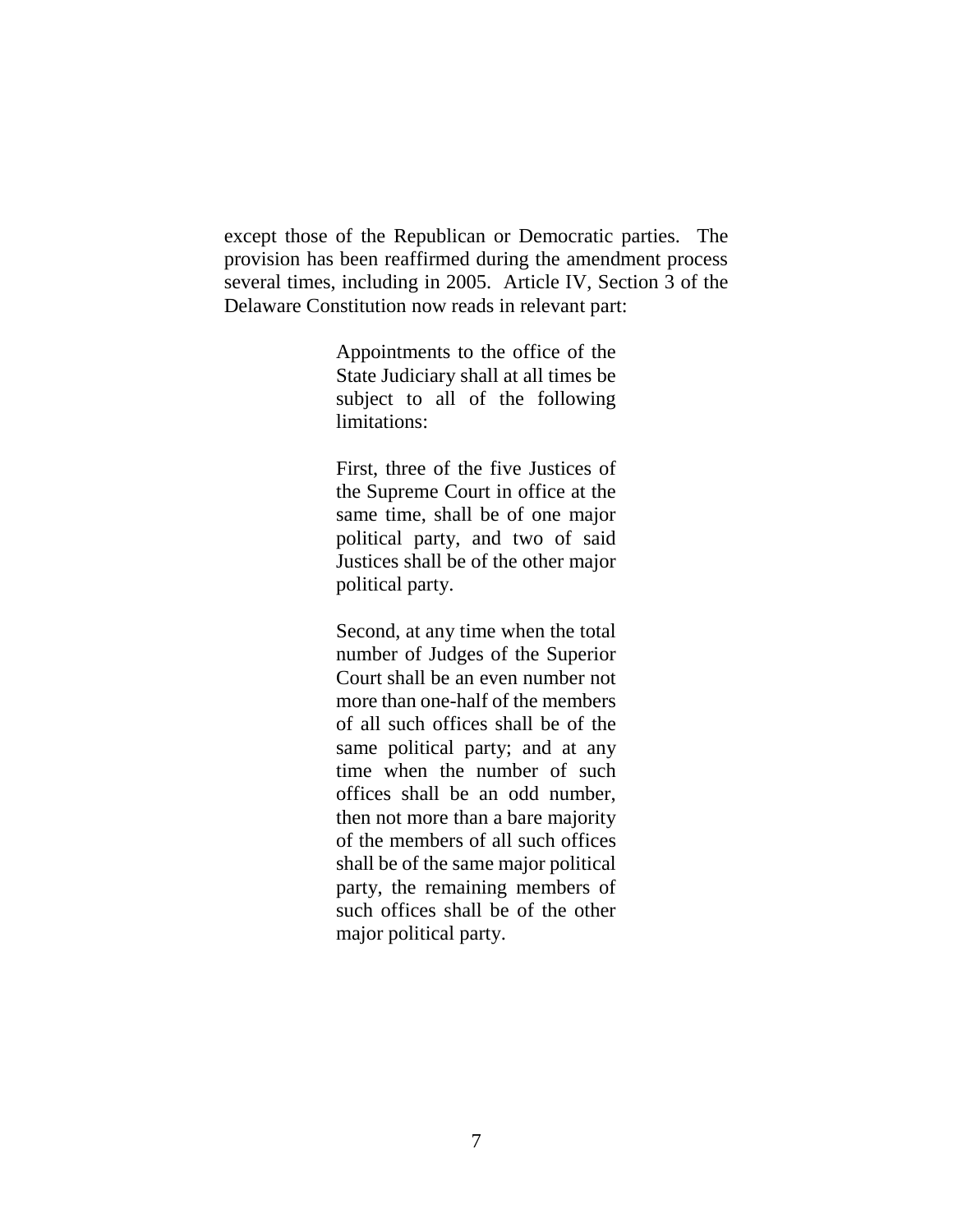except those of the Republican or Democratic parties. The provision has been reaffirmed during the amendment process several times, including in 2005. Article IV, Section 3 of the Delaware Constitution now reads in relevant part:

> Appointments to the office of the State Judiciary shall at all times be subject to all of the following limitations:
>
> First, three of the five Justices of the Supreme Court in office at the same time, shall be of one major political party, and two of said Justices shall be of the other major political party.
>
> Second, at any time when the total number of Judges of the Superior Court shall be an even number not more than one-half of the members of all such offices shall be of the same political party; and at any time when the number of such offices shall be an odd number, then not more than a bare majority of the members of all such offices shall be of the same major political party, the remaining members of such offices shall be of the other major political party.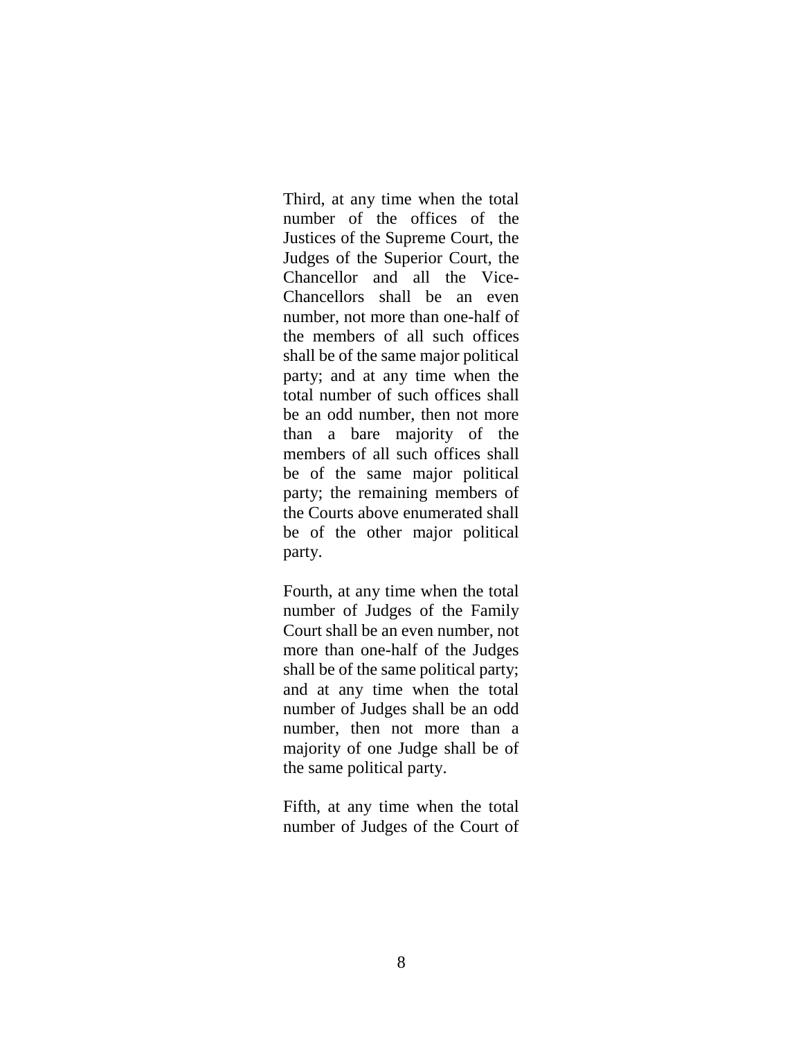Third, at any time when the total number of the offices of the Justices of the Supreme Court, the Judges of the Superior Court, the Chancellor and all the Vice-Chancellors shall be an even number, not more than one-half of the members of all such offices shall be of the same major political party; and at any time when the total number of such offices shall be an odd number, then not more than a bare majority of the members of all such offices shall be of the same major political party; the remaining members of the Courts above enumerated shall be of the other major political party.

Fourth, at any time when the total number of Judges of the Family Court shall be an even number, not more than one-half of the Judges shall be of the same political party; and at any time when the total number of Judges shall be an odd number, then not more than a majority of one Judge shall be of the same political party.

Fifth, at any time when the total number of Judges of the Court of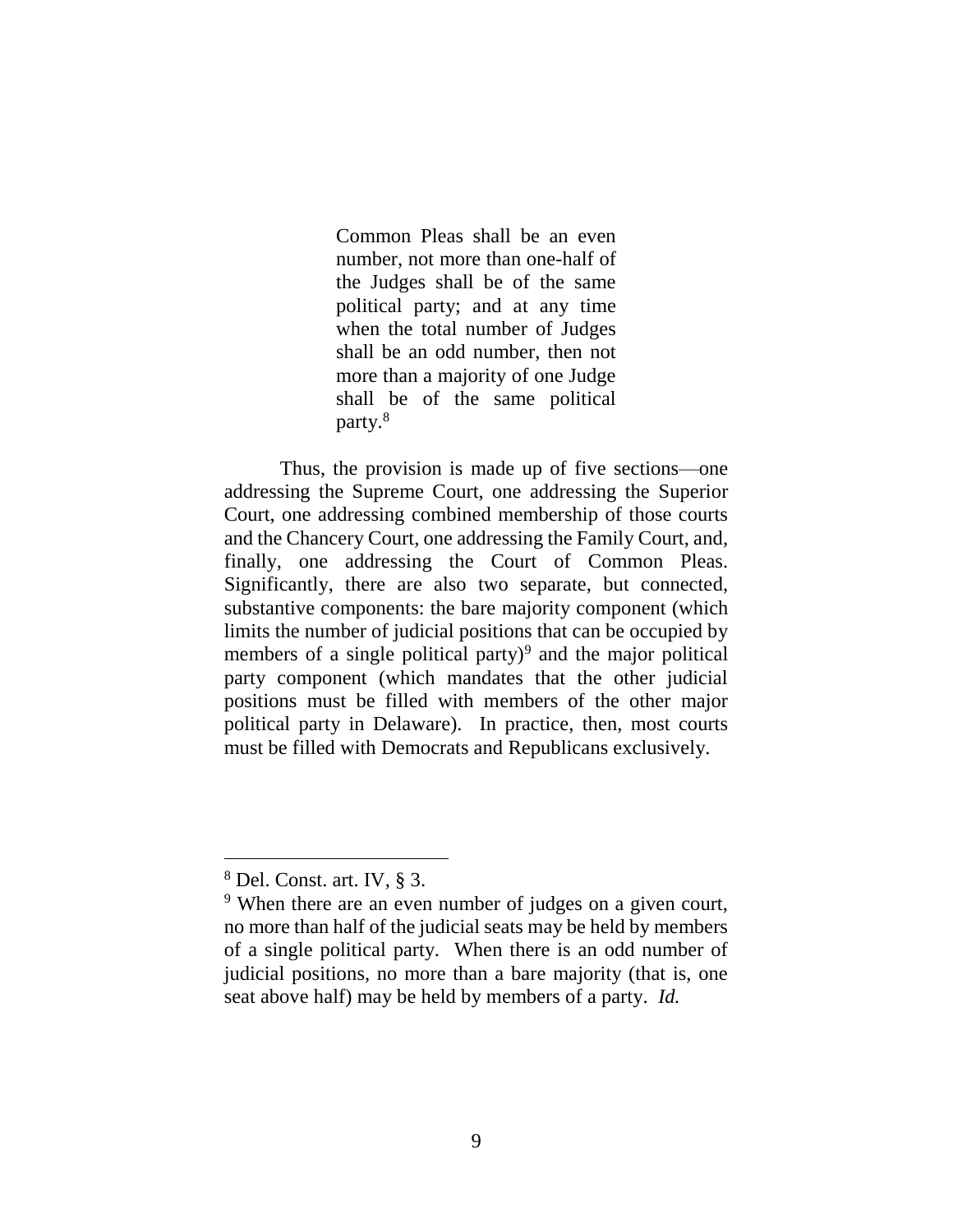> Common Pleas shall be an even number, not more than one-half of the Judges shall be of the same political party; and at any time when the total number of Judges shall be an odd number, then not more than a majority of one Judge shall be of the same political party.[8]

Thus, the provision is made up of five sections—one addressing the Supreme Court, one addressing the Superior Court, one addressing combined membership of those courts and the Chancery Court, one addressing the Family Court, and, finally, one addressing the Court of Common Pleas. Significantly, there are also two separate, but connected, substantive components: the bare majority component (which limits the number of judicial positions that can be occupied by members of a single political party)[9] and the major political party component (which mandates that the other judicial positions must be filled with members of the other major political party in Delaware). In practice, then, most courts must be filled with Democrats and Republicans exclusively.

---

[8] Del. Const. art. IV, § 3.

[9] When there are an even number of judges on a given court, no more than half of the judicial seats may be held by members of a single political party. When there is an odd number of judicial positions, no more than a bare majority (that is, one seat above half) may be held by members of a party. *Id.*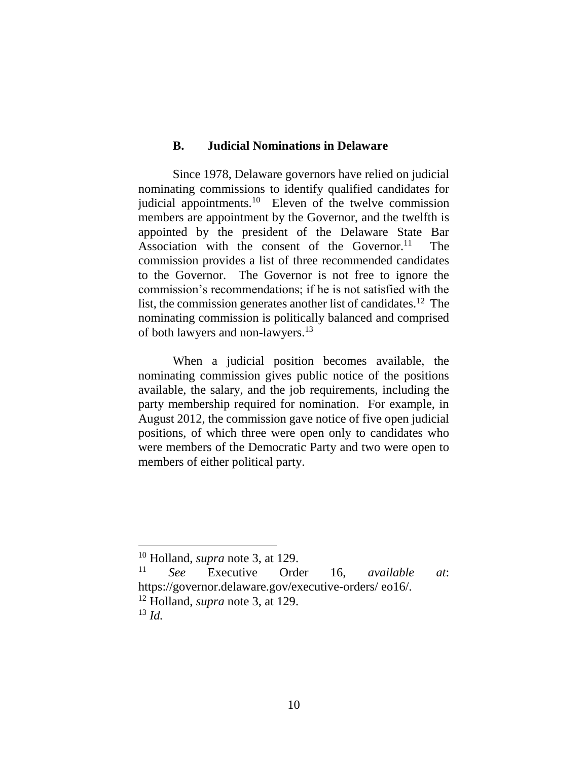### B. Judicial Nominations in Delaware

Since 1978, Delaware governors have relied on judicial nominating commissions to identify qualified candidates for judicial appointments.[10] Eleven of the twelve commission members are appointment by the Governor, and the twelfth is appointed by the president of the Delaware State Bar Association with the consent of the Governor.[11] The commission provides a list of three recommended candidates to the Governor. The Governor is not free to ignore the commission's recommendations; if he is not satisfied with the list, the commission generates another list of candidates.[12] The nominating commission is politically balanced and comprised of both lawyers and non-lawyers.[13]

When a judicial position becomes available, the nominating commission gives public notice of the positions available, the salary, and the job requirements, including the party membership required for nomination. For example, in August 2012, the commission gave notice of five open judicial positions, of which three were open only to candidates who were members of the Democratic Party and two were open to members of either political party.

---

[10] Holland, *supra* note 3, at 129.

[11] *See* Executive Order 16, *available at*: https://governor.delaware.gov/executive-orders/ eo16/.

[12] Holland, *supra* note 3, at 129.

[13] *Id.*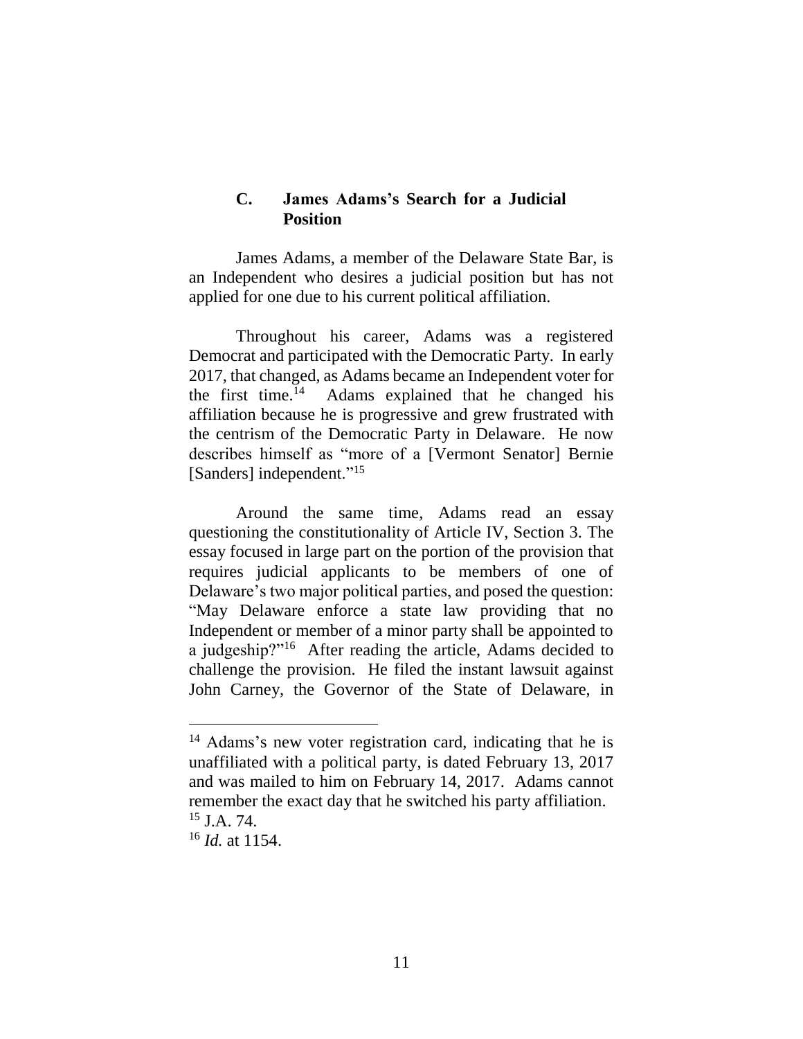### C. James Adams's Search for a Judicial Position

James Adams, a member of the Delaware State Bar, is an Independent who desires a judicial position but has not applied for one due to his current political affiliation.

Throughout his career, Adams was a registered Democrat and participated with the Democratic Party. In early 2017, that changed, as Adams became an Independent voter for the first time.[14] Adams explained that he changed his affiliation because he is progressive and grew frustrated with the centrism of the Democratic Party in Delaware. He now describes himself as "more of a [Vermont Senator] Bernie [Sanders] independent."[15]

Around the same time, Adams read an essay questioning the constitutionality of Article IV, Section 3. The essay focused in large part on the portion of the provision that requires judicial applicants to be members of one of Delaware's two major political parties, and posed the question: "May Delaware enforce a state law providing that no Independent or member of a minor party shall be appointed to a judgeship?"[16] After reading the article, Adams decided to challenge the provision. He filed the instant lawsuit against John Carney, the Governor of the State of Delaware, in

---

[14] Adams's new voter registration card, indicating that he is unaffiliated with a political party, is dated February 13, 2017 and was mailed to him on February 14, 2017. Adams cannot remember the exact day that he switched his party affiliation.

[15] J.A. 74.

[16] *Id.* at 1154.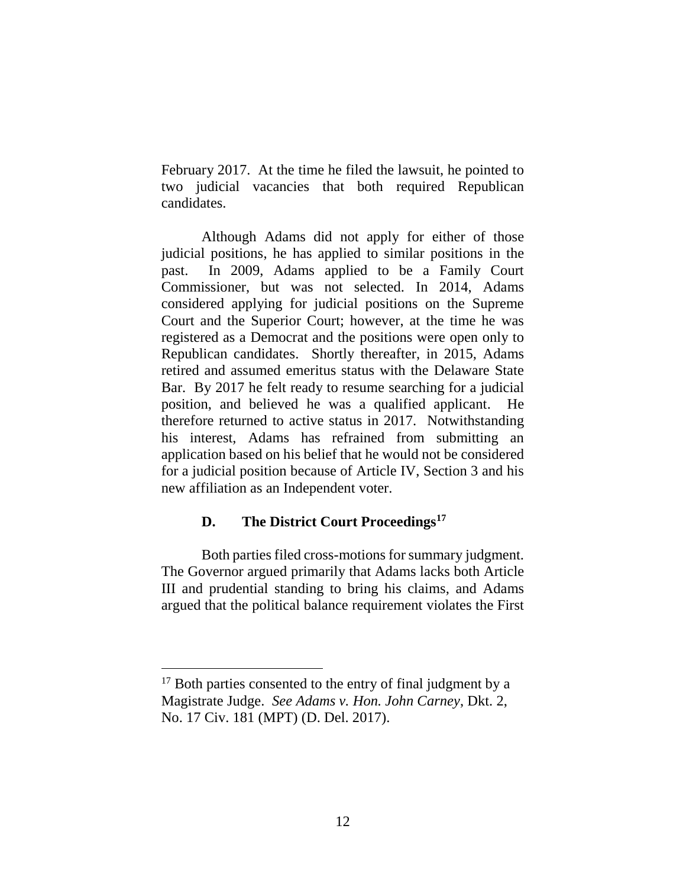February 2017. At the time he filed the lawsuit, he pointed to two judicial vacancies that both required Republican candidates.

Although Adams did not apply for either of those judicial positions, he has applied to similar positions in the past. In 2009, Adams applied to be a Family Court Commissioner, but was not selected. In 2014, Adams considered applying for judicial positions on the Supreme Court and the Superior Court; however, at the time he was registered as a Democrat and the positions were open only to Republican candidates. Shortly thereafter, in 2015, Adams retired and assumed emeritus status with the Delaware State Bar. By 2017 he felt ready to resume searching for a judicial position, and believed he was a qualified applicant. He therefore returned to active status in 2017. Notwithstanding his interest, Adams has refrained from submitting an application based on his belief that he would not be considered for a judicial position because of Article IV, Section 3 and his new affiliation as an Independent voter.

### D. The District Court Proceedings[17]

Both parties filed cross-motions for summary judgment. The Governor argued primarily that Adams lacks both Article III and prudential standing to bring his claims, and Adams argued that the political balance requirement violates the First

---

[17] Both parties consented to the entry of final judgment by a Magistrate Judge. *See Adams v. Hon. John Carney*, Dkt. 2, No. 17 Civ. 181 (MPT) (D. Del. 2017).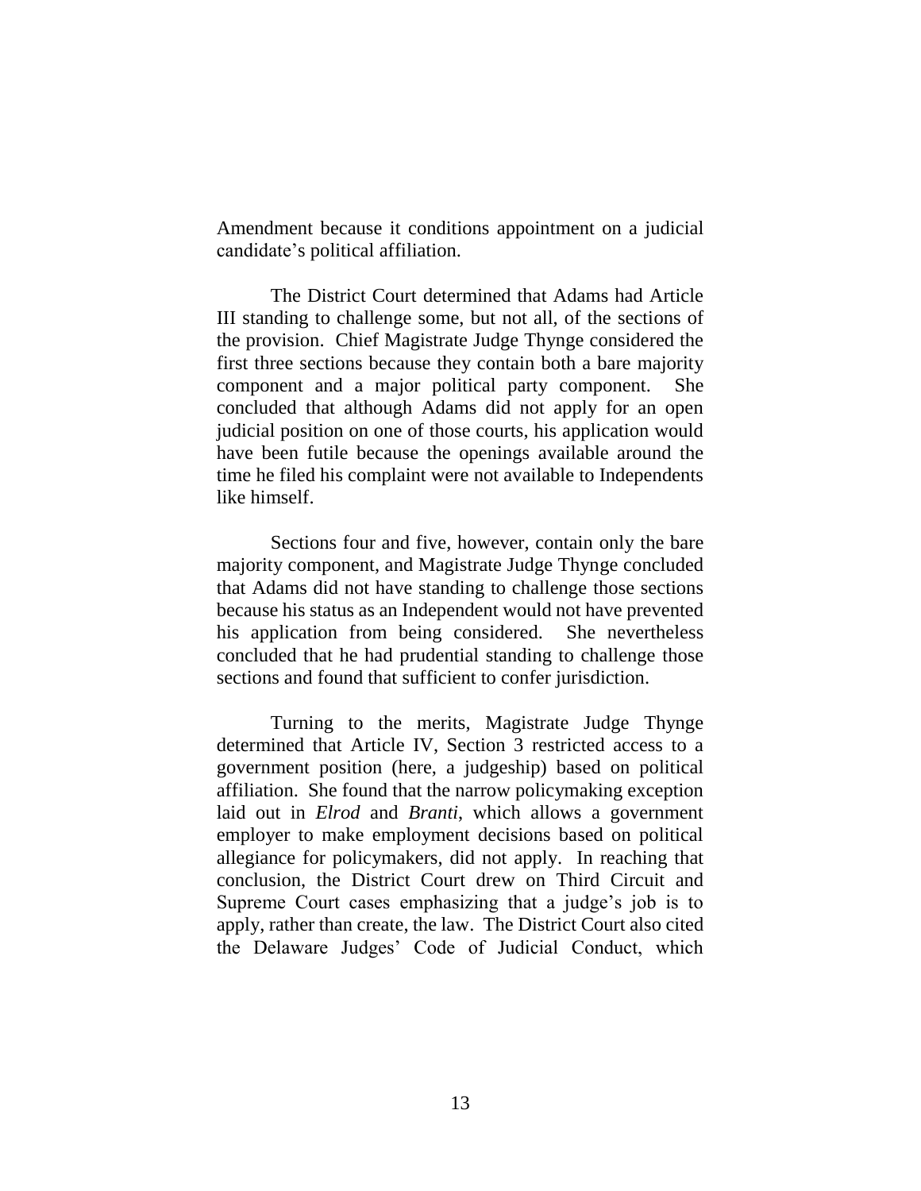Amendment because it conditions appointment on a judicial candidate's political affiliation.

The District Court determined that Adams had Article III standing to challenge some, but not all, of the sections of the provision. Chief Magistrate Judge Thynge considered the first three sections because they contain both a bare majority component and a major political party component. She concluded that although Adams did not apply for an open judicial position on one of those courts, his application would have been futile because the openings available around the time he filed his complaint were not available to Independents like himself.

Sections four and five, however, contain only the bare majority component, and Magistrate Judge Thynge concluded that Adams did not have standing to challenge those sections because his status as an Independent would not have prevented his application from being considered. She nevertheless concluded that he had prudential standing to challenge those sections and found that sufficient to confer jurisdiction.

Turning to the merits, Magistrate Judge Thynge determined that Article IV, Section 3 restricted access to a government position (here, a judgeship) based on political affiliation. She found that the narrow policymaking exception laid out in *Elrod* and *Branti*, which allows a government employer to make employment decisions based on political allegiance for policymakers, did not apply. In reaching that conclusion, the District Court drew on Third Circuit and Supreme Court cases emphasizing that a judge's job is to apply, rather than create, the law. The District Court also cited the Delaware Judges' Code of Judicial Conduct, which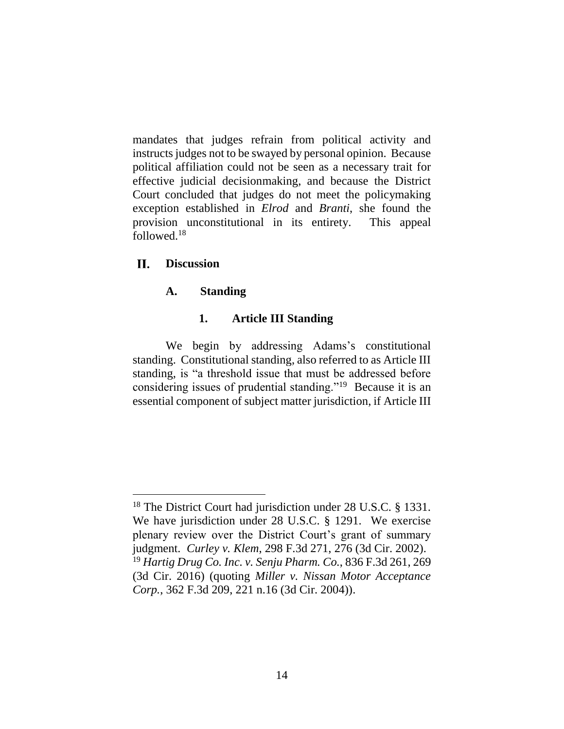mandates that judges refrain from political activity and instructs judges not to be swayed by personal opinion. Because political affiliation could not be seen as a necessary trait for effective judicial decisionmaking, and because the District Court concluded that judges do not meet the policymaking exception established in *Elrod* and *Branti*, she found the provision unconstitutional in its entirety. This appeal followed.[18]

## II. Discussion

### A. Standing

#### 1. Article III Standing

We begin by addressing Adams's constitutional standing. Constitutional standing, also referred to as Article III standing, is "a threshold issue that must be addressed before considering issues of prudential standing."[19] Because it is an essential component of subject matter jurisdiction, if Article III

---

[18] The District Court had jurisdiction under 28 U.S.C. § 1331. We have jurisdiction under 28 U.S.C. § 1291. We exercise plenary review over the District Court's grant of summary judgment. *Curley v. Klem*, 298 F.3d 271, 276 (3d Cir. 2002).

[19] *Hartig Drug Co. Inc. v. Senju Pharm. Co.*, 836 F.3d 261, 269 (3d Cir. 2016) (quoting *Miller v. Nissan Motor Acceptance Corp.*, 362 F.3d 209, 221 n.16 (3d Cir. 2004)).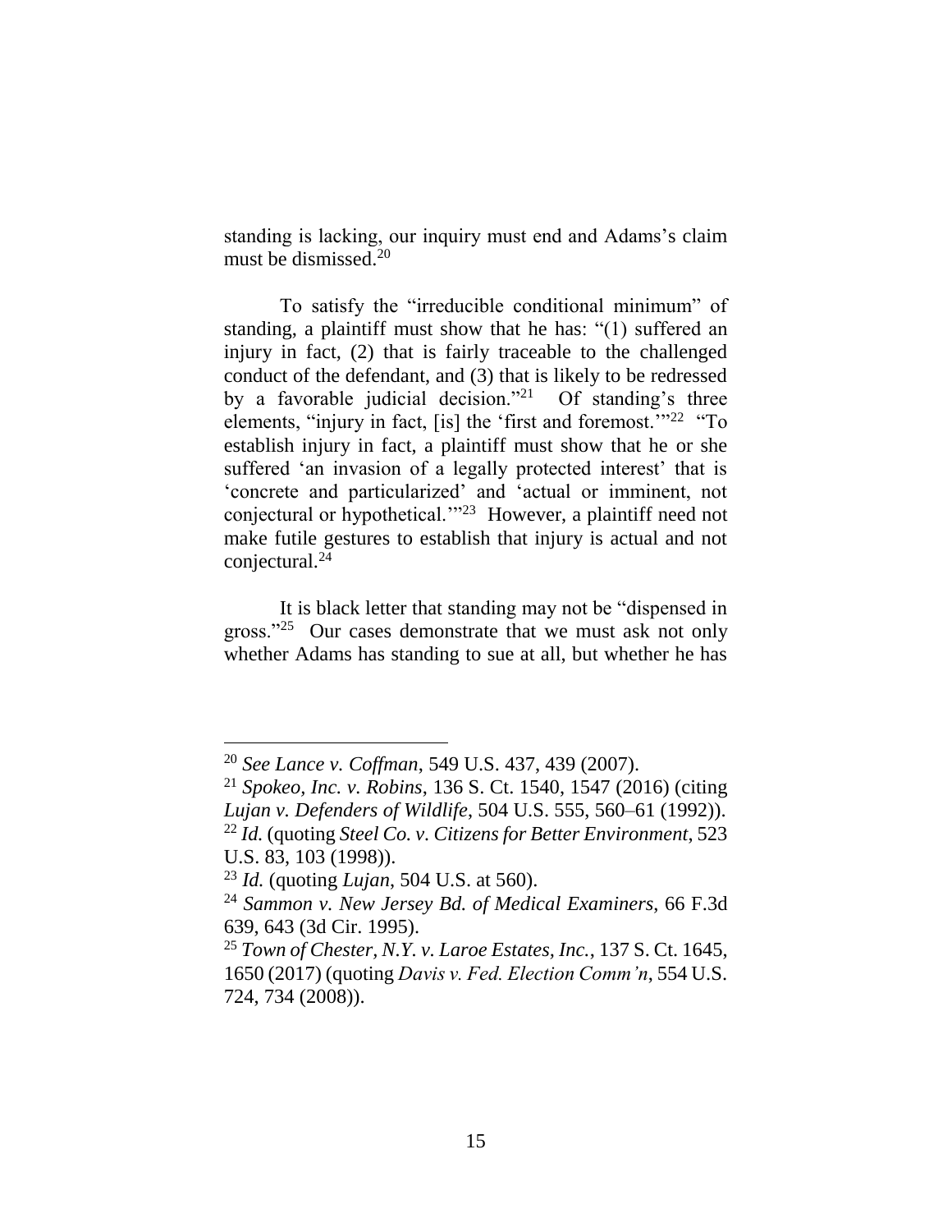standing is lacking, our inquiry must end and Adams's claim must be dismissed.[20]

To satisfy the "irreducible conditional minimum" of standing, a plaintiff must show that he has: "(1) suffered an injury in fact, (2) that is fairly traceable to the challenged conduct of the defendant, and (3) that is likely to be redressed by a favorable judicial decision."[21] Of standing's three elements, "injury in fact, [is] the 'first and foremost.'"[22] "To establish injury in fact, a plaintiff must show that he or she suffered 'an invasion of a legally protected interest' that is 'concrete and particularized' and 'actual or imminent, not conjectural or hypothetical.'"[23] However, a plaintiff need not make futile gestures to establish that injury is actual and not conjectural.[24]

It is black letter that standing may not be "dispensed in gross."[25] Our cases demonstrate that we must ask not only whether Adams has standing to sue at all, but whether he has

---

[20] *See Lance v. Coffman*, 549 U.S. 437, 439 (2007).

[21] *Spokeo, Inc. v. Robins*, 136 S. Ct. 1540, 1547 (2016) (citing *Lujan v. Defenders of Wildlife*, 504 U.S. 555, 560–61 (1992)).

[22] *Id.* (quoting *Steel Co. v. Citizens for Better Environment*, 523 U.S. 83, 103 (1998)).

[23] *Id.* (quoting *Lujan*, 504 U.S. at 560).

[24] *Sammon v. New Jersey Bd. of Medical Examiners*, 66 F.3d 639, 643 (3d Cir. 1995).

[25] *Town of Chester, N.Y. v. Laroe Estates, Inc.*, 137 S. Ct. 1645, 1650 (2017) (quoting *Davis v. Fed. Election Comm'n*, 554 U.S. 724, 734 (2008)).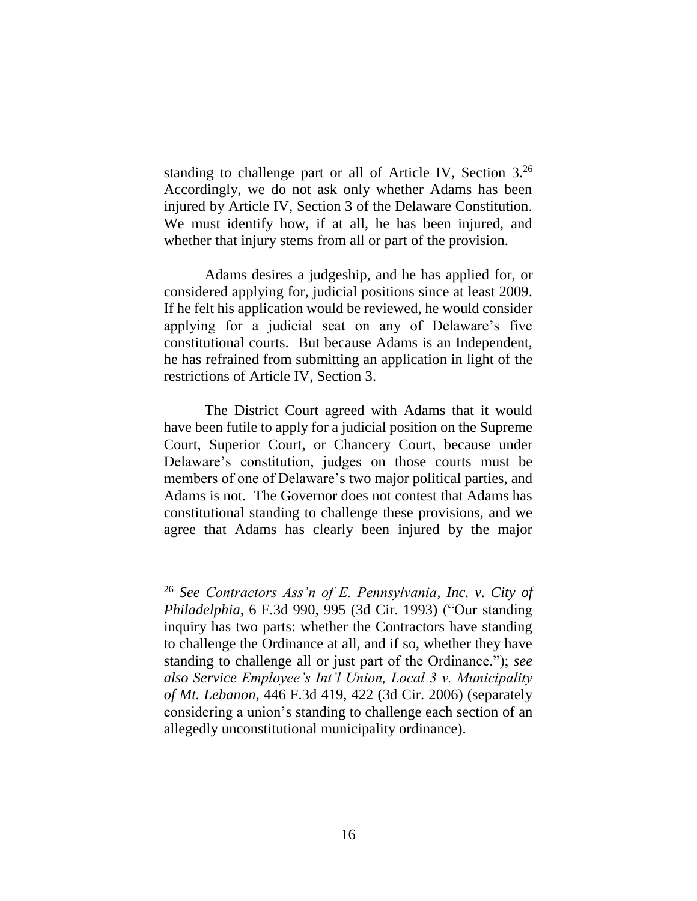standing to challenge part or all of Article IV, Section 3.[26] Accordingly, we do not ask only whether Adams has been injured by Article IV, Section 3 of the Delaware Constitution. We must identify how, if at all, he has been injured, and whether that injury stems from all or part of the provision.

Adams desires a judgeship, and he has applied for, or considered applying for, judicial positions since at least 2009. If he felt his application would be reviewed, he would consider applying for a judicial seat on any of Delaware's five constitutional courts. But because Adams is an Independent, he has refrained from submitting an application in light of the restrictions of Article IV, Section 3.

The District Court agreed with Adams that it would have been futile to apply for a judicial position on the Supreme Court, Superior Court, or Chancery Court, because under Delaware's constitution, judges on those courts must be members of one of Delaware's two major political parties, and Adams is not. The Governor does not contest that Adams has constitutional standing to challenge these provisions, and we agree that Adams has clearly been injured by the major

---

[26] *See Contractors Ass'n of E. Pennsylvania, Inc. v. City of Philadelphia*, 6 F.3d 990, 995 (3d Cir. 1993) ("Our standing inquiry has two parts: whether the Contractors have standing to challenge the Ordinance at all, and if so, whether they have standing to challenge all or just part of the Ordinance."); *see also Service Employee's Int'l Union, Local 3 v. Municipality of Mt. Lebanon*, 446 F.3d 419, 422 (3d Cir. 2006) (separately considering a union's standing to challenge each section of an allegedly unconstitutional municipality ordinance).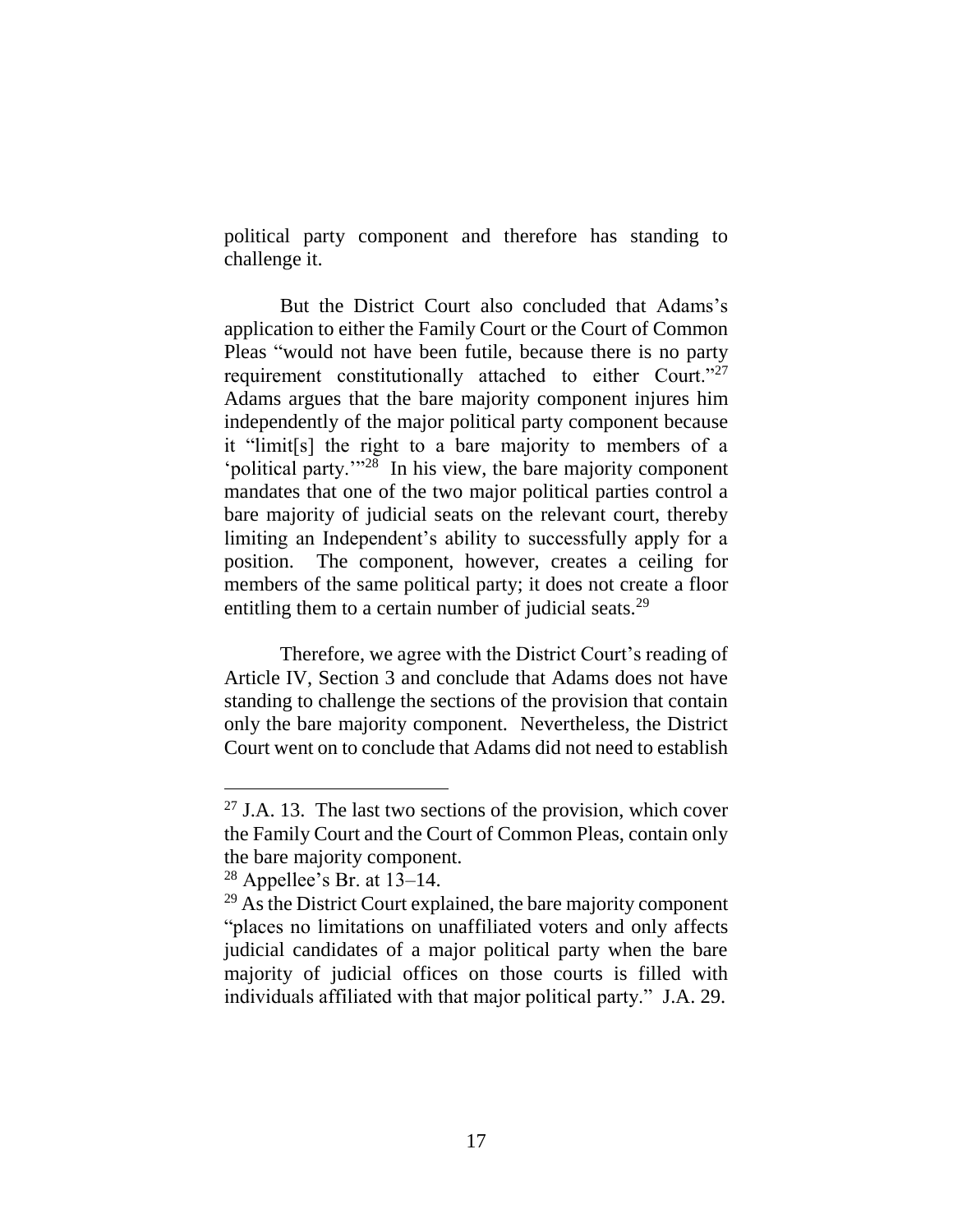political party component and therefore has standing to challenge it.

But the District Court also concluded that Adams's application to either the Family Court or the Court of Common Pleas "would not have been futile, because there is no party requirement constitutionally attached to either Court."[27] Adams argues that the bare majority component injures him independently of the major political party component because it "limit[s] the right to a bare majority to members of a 'political party.'"[28] In his view, the bare majority component mandates that one of the two major political parties control a bare majority of judicial seats on the relevant court, thereby limiting an Independent's ability to successfully apply for a position. The component, however, creates a ceiling for members of the same political party; it does not create a floor entitling them to a certain number of judicial seats.[29]

Therefore, we agree with the District Court's reading of Article IV, Section 3 and conclude that Adams does not have standing to challenge the sections of the provision that contain only the bare majority component. Nevertheless, the District Court went on to conclude that Adams did not need to establish

---

[27] J.A. 13. The last two sections of the provision, which cover the Family Court and the Court of Common Pleas, contain only the bare majority component.

[28] Appellee's Br. at 13–14.

[29] As the District Court explained, the bare majority component "places no limitations on unaffiliated voters and only affects judicial candidates of a major political party when the bare majority of judicial offices on those courts is filled with individuals affiliated with that major political party." J.A. 29.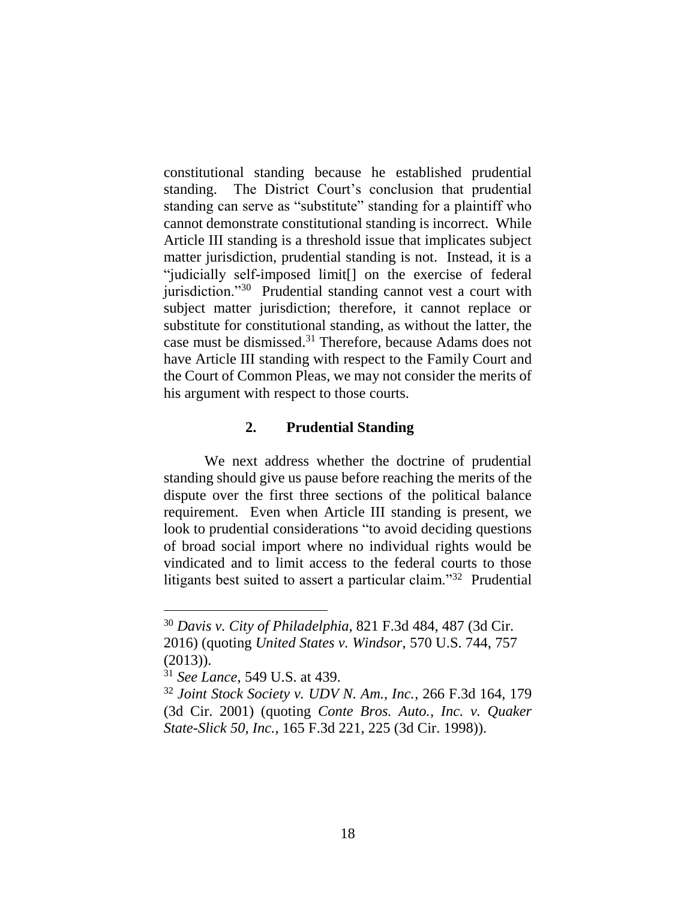constitutional standing because he established prudential standing. The District Court's conclusion that prudential standing can serve as "substitute" standing for a plaintiff who cannot demonstrate constitutional standing is incorrect. While Article III standing is a threshold issue that implicates subject matter jurisdiction, prudential standing is not. Instead, it is a "judicially self-imposed limit[] on the exercise of federal jurisdiction."[30] Prudential standing cannot vest a court with subject matter jurisdiction; therefore, it cannot replace or substitute for constitutional standing, as without the latter, the case must be dismissed.[31] Therefore, because Adams does not have Article III standing with respect to the Family Court and the Court of Common Pleas, we may not consider the merits of his argument with respect to those courts.

### 2. Prudential Standing

We next address whether the doctrine of prudential standing should give us pause before reaching the merits of the dispute over the first three sections of the political balance requirement. Even when Article III standing is present, we look to prudential considerations "to avoid deciding questions of broad social import where no individual rights would be vindicated and to limit access to the federal courts to those litigants best suited to assert a particular claim."[32] Prudential

---

[30] *Davis v. City of Philadelphia*, 821 F.3d 484, 487 (3d Cir. 2016) (quoting *United States v. Windsor*, 570 U.S. 744, 757 (2013)).

[31] *See Lance*, 549 U.S. at 439.

[32] *Joint Stock Society v. UDV N. Am., Inc.*, 266 F.3d 164, 179 (3d Cir. 2001) (quoting *Conte Bros. Auto., Inc. v. Quaker State-Slick 50, Inc.*, 165 F.3d 221, 225 (3d Cir. 1998)).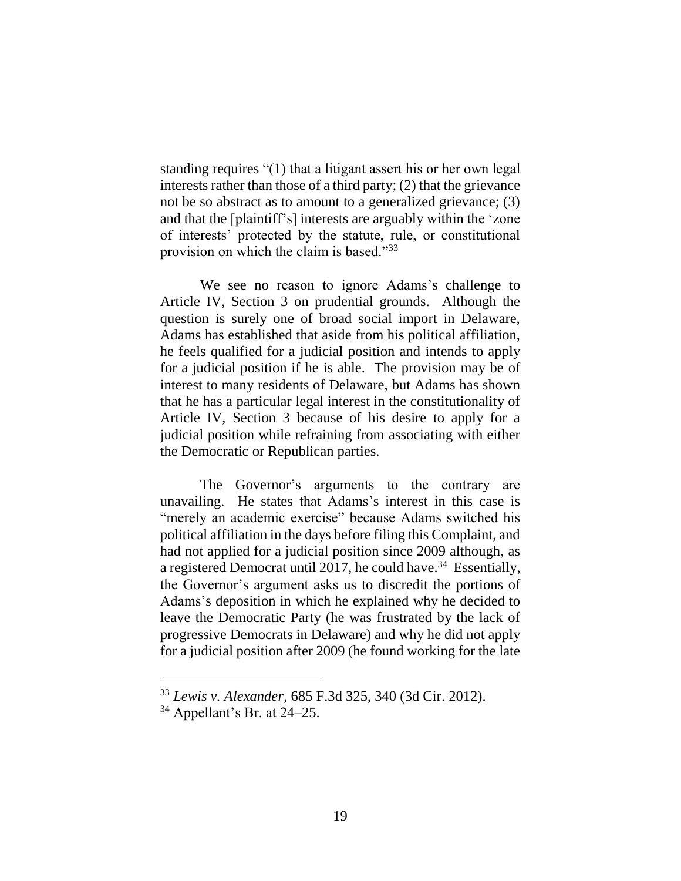standing requires "(1) that a litigant assert his or her own legal interests rather than those of a third party; (2) that the grievance not be so abstract as to amount to a generalized grievance; (3) and that the [plaintiff's] interests are arguably within the 'zone of interests' protected by the statute, rule, or constitutional provision on which the claim is based."[33]

We see no reason to ignore Adams's challenge to Article IV, Section 3 on prudential grounds. Although the question is surely one of broad social import in Delaware, Adams has established that aside from his political affiliation, he feels qualified for a judicial position and intends to apply for a judicial position if he is able. The provision may be of interest to many residents of Delaware, but Adams has shown that he has a particular legal interest in the constitutionality of Article IV, Section 3 because of his desire to apply for a judicial position while refraining from associating with either the Democratic or Republican parties.

The Governor's arguments to the contrary are unavailing. He states that Adams's interest in this case is "merely an academic exercise" because Adams switched his political affiliation in the days before filing this Complaint, and had not applied for a judicial position since 2009 although, as a registered Democrat until 2017, he could have.[34] Essentially, the Governor's argument asks us to discredit the portions of Adams's deposition in which he explained why he decided to leave the Democratic Party (he was frustrated by the lack of progressive Democrats in Delaware) and why he did not apply for a judicial position after 2009 (he found working for the late

---

[33] *Lewis v. Alexander*, 685 F.3d 325, 340 (3d Cir. 2012).

[34] Appellant's Br. at 24–25.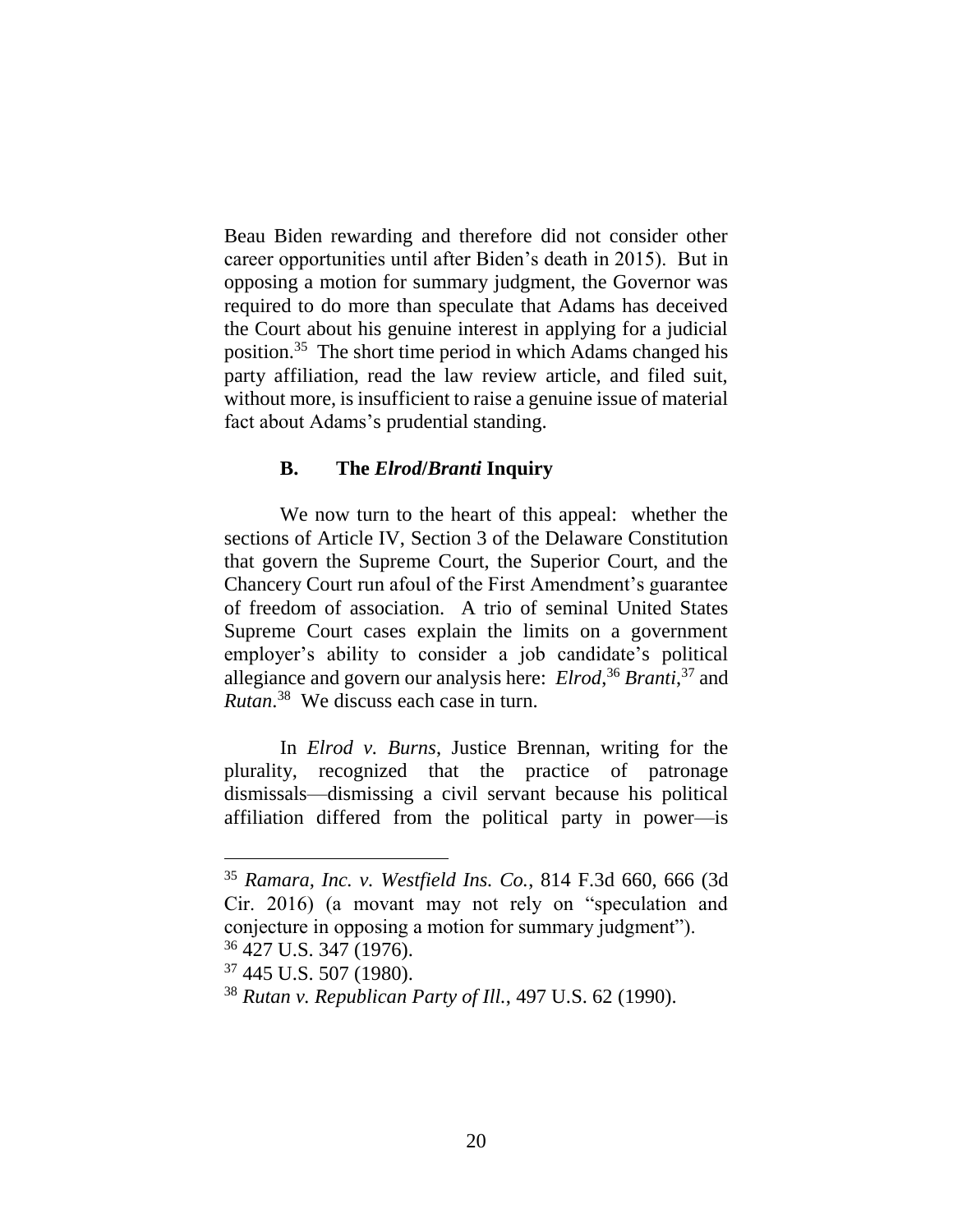Beau Biden rewarding and therefore did not consider other career opportunities until after Biden's death in 2015). But in opposing a motion for summary judgment, the Governor was required to do more than speculate that Adams has deceived the Court about his genuine interest in applying for a judicial position.[35] The short time period in which Adams changed his party affiliation, read the law review article, and filed suit, without more, is insufficient to raise a genuine issue of material fact about Adams's prudential standing.

### B. The *Elrod*/*Branti* Inquiry

We now turn to the heart of this appeal: whether the sections of Article IV, Section 3 of the Delaware Constitution that govern the Supreme Court, the Superior Court, and the Chancery Court run afoul of the First Amendment's guarantee of freedom of association. A trio of seminal United States Supreme Court cases explain the limits on a government employer's ability to consider a job candidate's political allegiance and govern our analysis here: *Elrod*,[36] *Branti*,[37] and *Rutan*.[38] We discuss each case in turn.

In *Elrod v. Burns*, Justice Brennan, writing for the plurality, recognized that the practice of patronage dismissals—dismissing a civil servant because his political affiliation differed from the political party in power—is

---

[35] *Ramara, Inc. v. Westfield Ins. Co.*, 814 F.3d 660, 666 (3d Cir. 2016) (a movant may not rely on "speculation and conjecture in opposing a motion for summary judgment").

[36] 427 U.S. 347 (1976).

[37] 445 U.S. 507 (1980).

[38] *Rutan v. Republican Party of Ill.*, 497 U.S. 62 (1990).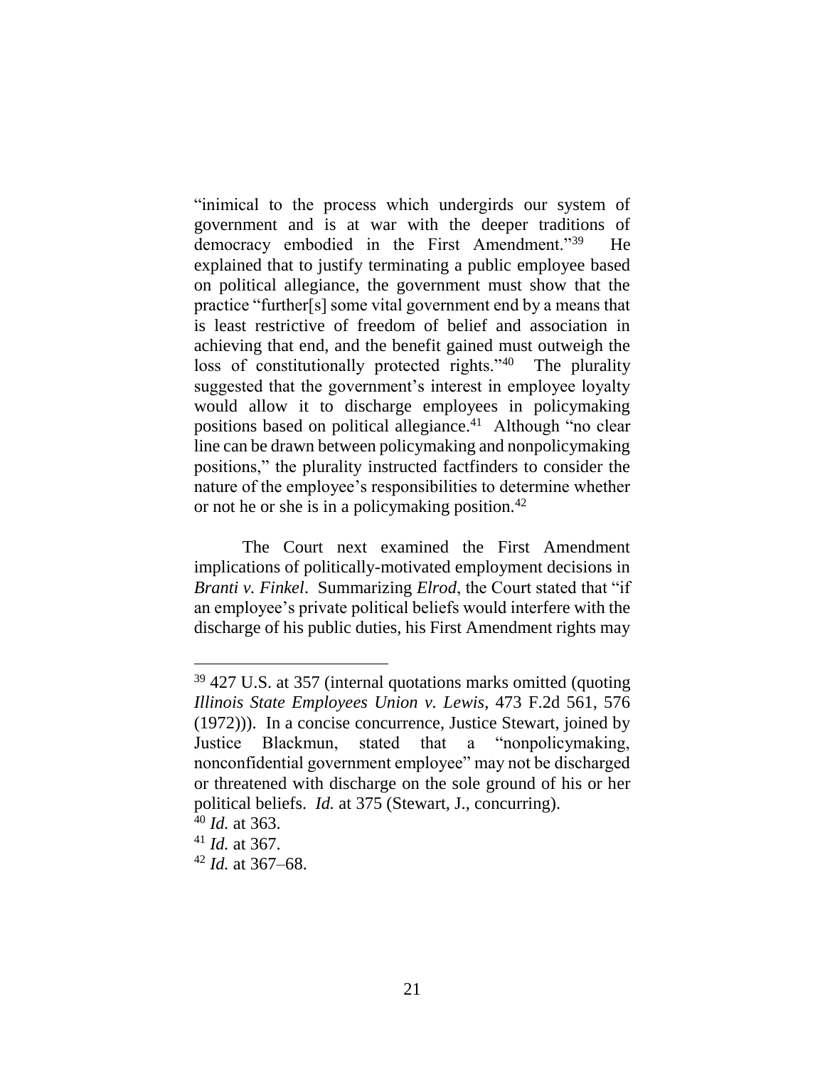"inimical to the process which undergirds our system of government and is at war with the deeper traditions of democracy embodied in the First Amendment."[39] He explained that to justify terminating a public employee based on political allegiance, the government must show that the practice "further[s] some vital government end by a means that is least restrictive of freedom of belief and association in achieving that end, and the benefit gained must outweigh the loss of constitutionally protected rights."[40] The plurality suggested that the government's interest in employee loyalty would allow it to discharge employees in policymaking positions based on political allegiance.[41] Although "no clear line can be drawn between policymaking and nonpolicymaking positions," the plurality instructed factfinders to consider the nature of the employee's responsibilities to determine whether or not he or she is in a policymaking position.[42]

The Court next examined the First Amendment implications of politically-motivated employment decisions in *Branti v. Finkel*. Summarizing *Elrod*, the Court stated that "if an employee's private political beliefs would interfere with the discharge of his public duties, his First Amendment rights may

---

[39] 427 U.S. at 357 (internal quotations marks omitted (quoting *Illinois State Employees Union v. Lewis*, 473 F.2d 561, 576 (1972))). In a concise concurrence, Justice Stewart, joined by Justice Blackmun, stated that a "nonpolicymaking, nonconfidential government employee" may not be discharged or threatened with discharge on the sole ground of his or her political beliefs. *Id.* at 375 (Stewart, J., concurring).

[40] *Id.* at 363.

[41] *Id.* at 367.

[42] *Id.* at 367–68.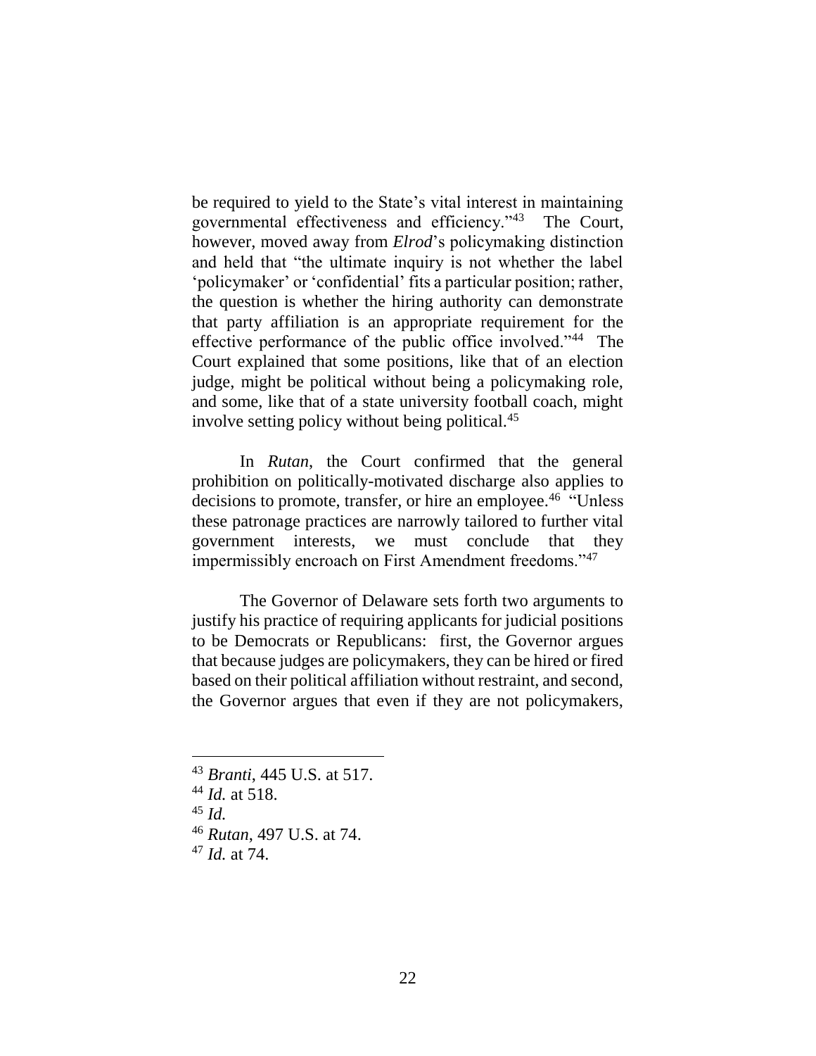be required to yield to the State's vital interest in maintaining governmental effectiveness and efficiency."[43] The Court, however, moved away from *Elrod*'s policymaking distinction and held that "the ultimate inquiry is not whether the label 'policymaker' or 'confidential' fits a particular position; rather, the question is whether the hiring authority can demonstrate that party affiliation is an appropriate requirement for the effective performance of the public office involved."[44] The Court explained that some positions, like that of an election judge, might be political without being a policymaking role, and some, like that of a state university football coach, might involve setting policy without being political.[45]

In *Rutan*, the Court confirmed that the general prohibition on politically-motivated discharge also applies to decisions to promote, transfer, or hire an employee.[46] "Unless these patronage practices are narrowly tailored to further vital government interests, we must conclude that they impermissibly encroach on First Amendment freedoms."[47]

The Governor of Delaware sets forth two arguments to justify his practice of requiring applicants for judicial positions to be Democrats or Republicans: first, the Governor argues that because judges are policymakers, they can be hired or fired based on their political affiliation without restraint, and second, the Governor argues that even if they are not policymakers,

---

[43] *Branti*, 445 U.S. at 517.

[44] *Id.* at 518.

[45] *Id.*

[46] *Rutan*, 497 U.S. at 74.

[47] *Id.* at 74.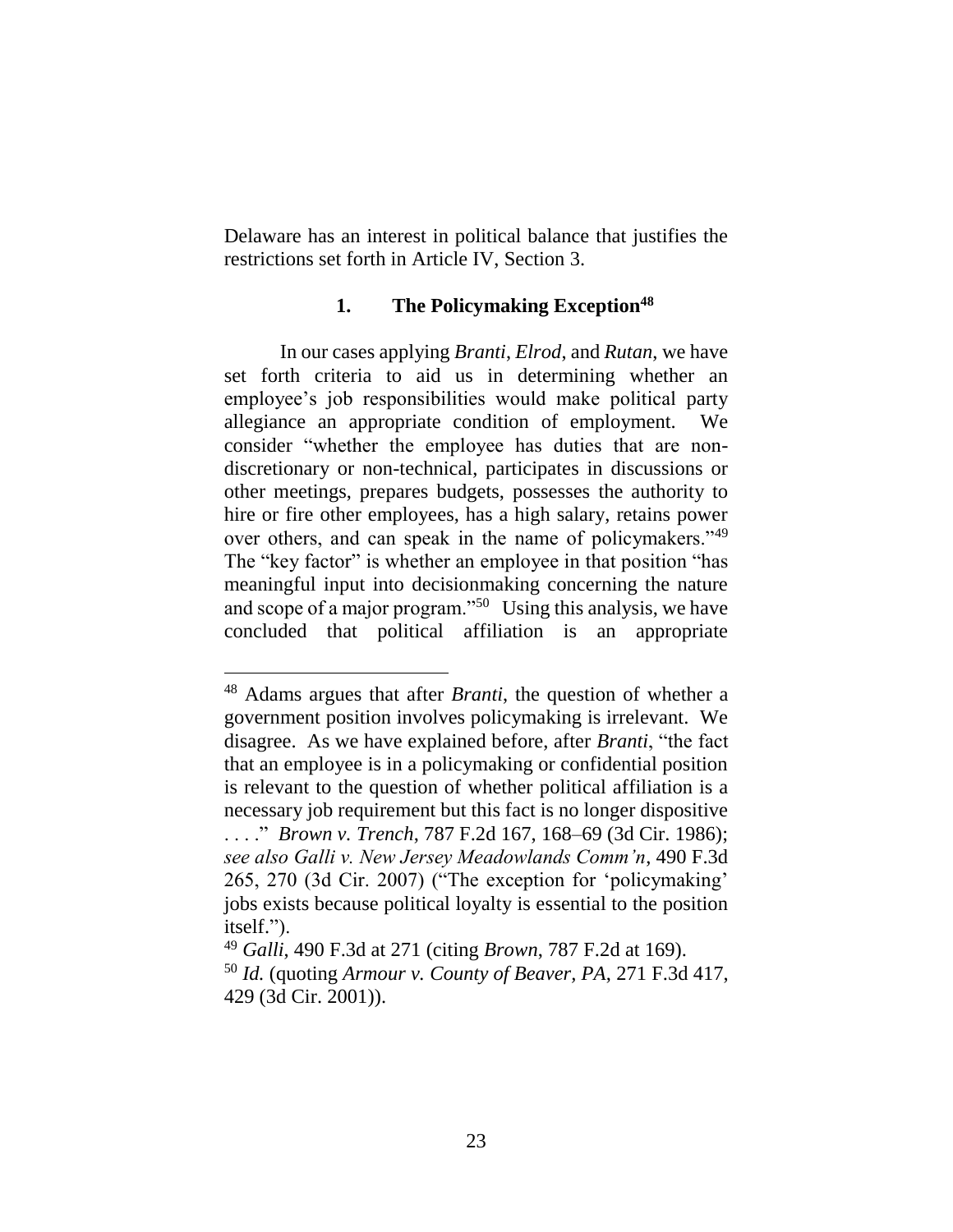Delaware has an interest in political balance that justifies the restrictions set forth in Article IV, Section 3.

### 1. The Policymaking Exception[48]

In our cases applying *Branti*, *Elrod*, and *Rutan*, we have set forth criteria to aid us in determining whether an employee's job responsibilities would make political party allegiance an appropriate condition of employment. We consider "whether the employee has duties that are non-discretionary or non-technical, participates in discussions or other meetings, prepares budgets, possesses the authority to hire or fire other employees, has a high salary, retains power over others, and can speak in the name of policymakers."[49] The "key factor" is whether an employee in that position "has meaningful input into decisionmaking concerning the nature and scope of a major program."[50] Using this analysis, we have concluded that political affiliation is an appropriate

---

[48] Adams argues that after *Branti*, the question of whether a government position involves policymaking is irrelevant. We disagree. As we have explained before, after *Branti*, "the fact that an employee is in a policymaking or confidential position is relevant to the question of whether political affiliation is a necessary job requirement but this fact is no longer dispositive . . . ." *Brown v. Trench*, 787 F.2d 167, 168–69 (3d Cir. 1986); *see also Galli v. New Jersey Meadowlands Comm'n*, 490 F.3d 265, 270 (3d Cir. 2007) ("The exception for 'policymaking' jobs exists because political loyalty is essential to the position itself.").

[49] *Galli*, 490 F.3d at 271 (citing *Brown*, 787 F.2d at 169).

[50] *Id.* (quoting *Armour v. County of Beaver, PA*, 271 F.3d 417, 429 (3d Cir. 2001)).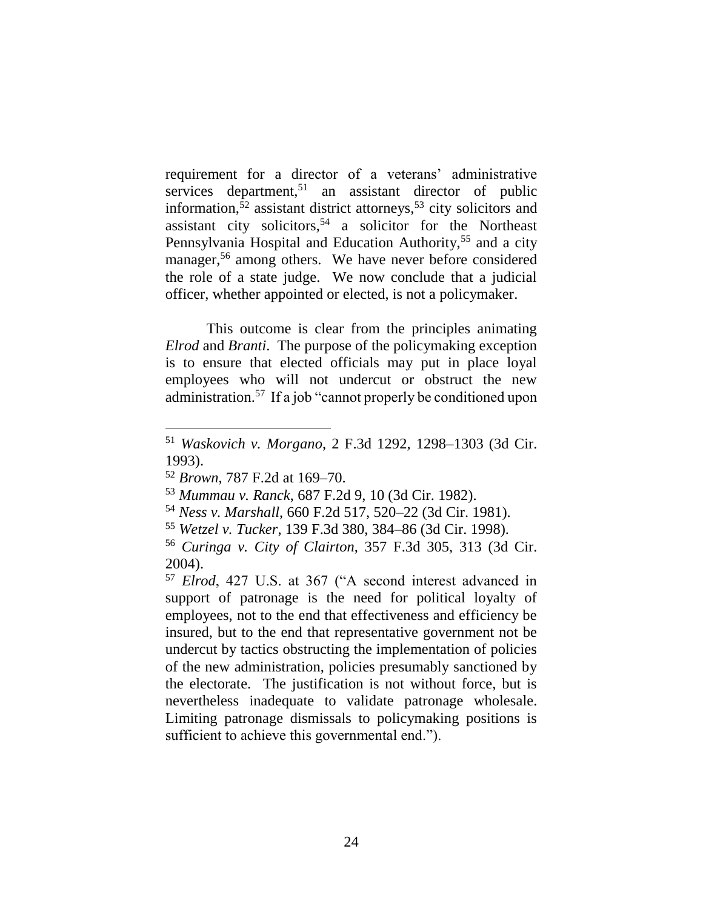requirement for a director of a veterans' administrative services department,[51] an assistant director of public information,[52] assistant district attorneys,[53] city solicitors and assistant city solicitors,[54] a solicitor for the Northeast Pennsylvania Hospital and Education Authority,[55] and a city manager,[56] among others. We have never before considered the role of a state judge. We now conclude that a judicial officer, whether appointed or elected, is not a policymaker.

This outcome is clear from the principles animating *Elrod* and *Branti*. The purpose of the policymaking exception is to ensure that elected officials may put in place loyal employees who will not undercut or obstruct the new administration.[57] If a job "cannot properly be conditioned upon

---

[51] *Waskovich v. Morgano*, 2 F.3d 1292, 1298–1303 (3d Cir. 1993).

[52] *Brown*, 787 F.2d at 169–70.

[53] *Mummau v. Ranck*, 687 F.2d 9, 10 (3d Cir. 1982).

[54] *Ness v. Marshall*, 660 F.2d 517, 520–22 (3d Cir. 1981).

[55] *Wetzel v. Tucker*, 139 F.3d 380, 384–86 (3d Cir. 1998).

[56] *Curinga v. City of Clairton*, 357 F.3d 305, 313 (3d Cir. 2004).

[57] *Elrod*, 427 U.S. at 367 ("A second interest advanced in support of patronage is the need for political loyalty of employees, not to the end that effectiveness and efficiency be insured, but to the end that representative government not be undercut by tactics obstructing the implementation of policies of the new administration, policies presumably sanctioned by the electorate. The justification is not without force, but is nevertheless inadequate to validate patronage wholesale. Limiting patronage dismissals to policymaking positions is sufficient to achieve this governmental end.").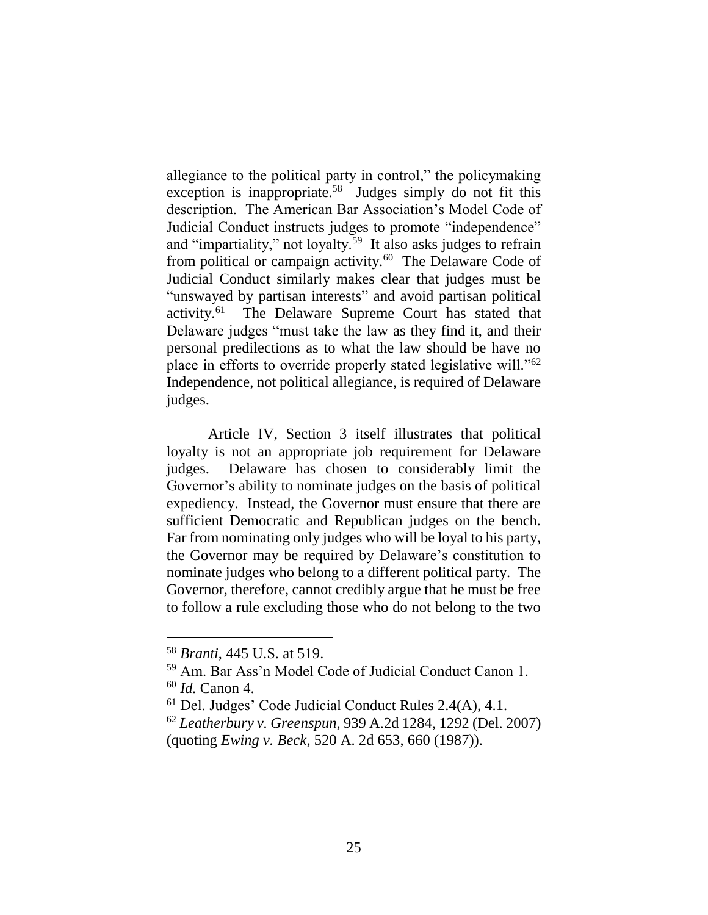allegiance to the political party in control," the policymaking exception is inappropriate.[58] Judges simply do not fit this description. The American Bar Association's Model Code of Judicial Conduct instructs judges to promote "independence" and "impartiality," not loyalty.[59] It also asks judges to refrain from political or campaign activity.[60] The Delaware Code of Judicial Conduct similarly makes clear that judges must be "unswayed by partisan interests" and avoid partisan political activity.[61] The Delaware Supreme Court has stated that Delaware judges "must take the law as they find it, and their personal predilections as to what the law should be have no place in efforts to override properly stated legislative will."[62] Independence, not political allegiance, is required of Delaware judges.

Article IV, Section 3 itself illustrates that political loyalty is not an appropriate job requirement for Delaware judges. Delaware has chosen to considerably limit the Governor's ability to nominate judges on the basis of political expediency. Instead, the Governor must ensure that there are sufficient Democratic and Republican judges on the bench. Far from nominating only judges who will be loyal to his party, the Governor may be required by Delaware's constitution to nominate judges who belong to a different political party. The Governor, therefore, cannot credibly argue that he must be free to follow a rule excluding those who do not belong to the two

---

[58] *Branti*, 445 U.S. at 519.

[59] Am. Bar Ass'n Model Code of Judicial Conduct Canon 1.

[60] *Id.* Canon 4.

[61] Del. Judges' Code Judicial Conduct Rules 2.4(A), 4.1.

[62] *Leatherbury v. Greenspun*, 939 A.2d 1284, 1292 (Del. 2007) (quoting *Ewing v. Beck*, 520 A. 2d 653, 660 (1987)).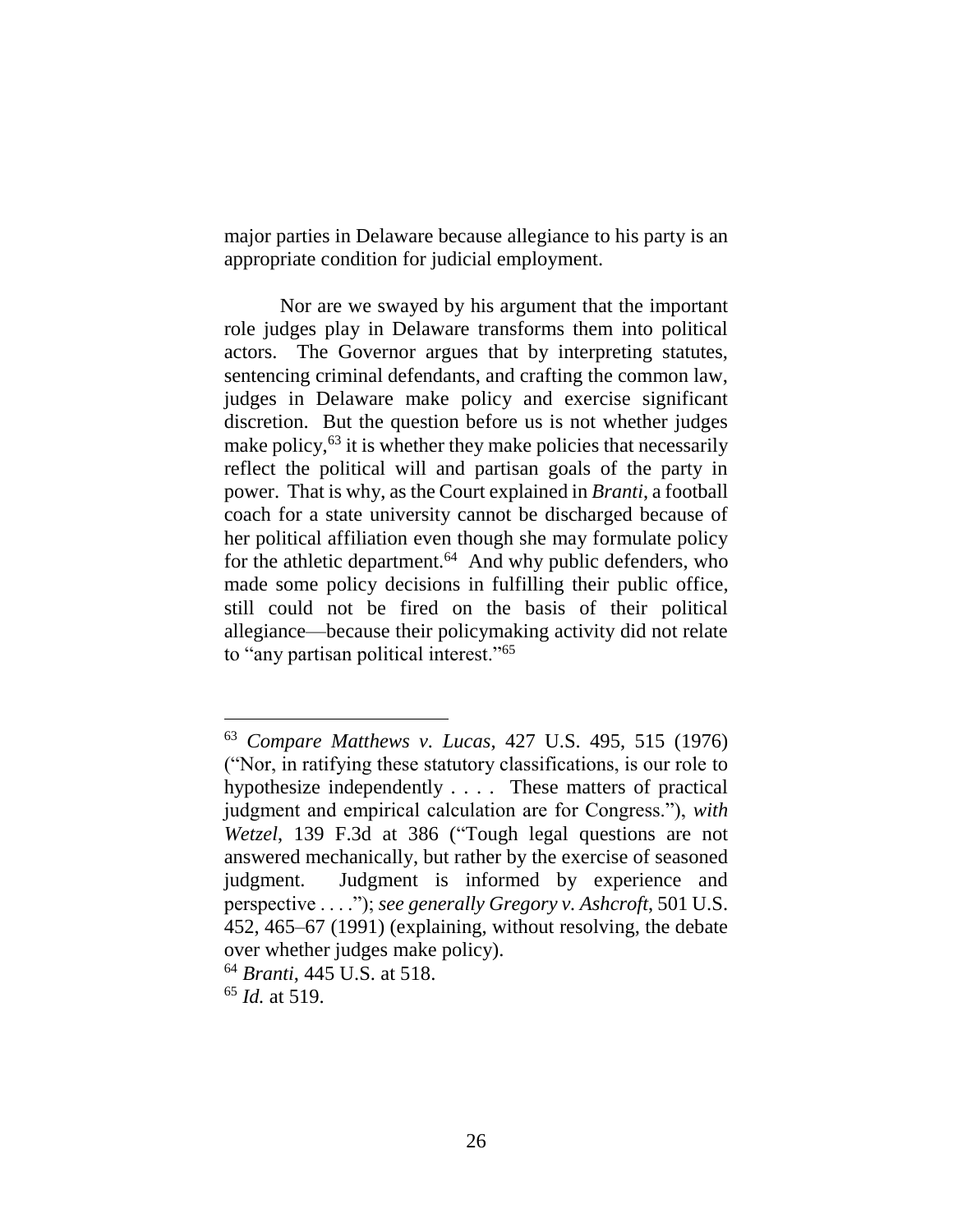major parties in Delaware because allegiance to his party is an appropriate condition for judicial employment.

Nor are we swayed by his argument that the important role judges play in Delaware transforms them into political actors. The Governor argues that by interpreting statutes, sentencing criminal defendants, and crafting the common law, judges in Delaware make policy and exercise significant discretion. But the question before us is not whether judges make policy,[63] it is whether they make policies that necessarily reflect the political will and partisan goals of the party in power. That is why, as the Court explained in *Branti*, a football coach for a state university cannot be discharged because of her political affiliation even though she may formulate policy for the athletic department.[64] And why public defenders, who made some policy decisions in fulfilling their public office, still could not be fired on the basis of their political allegiance—because their policymaking activity did not relate to "any partisan political interest."[65]

---

[63] *Compare Matthews v. Lucas*, 427 U.S. 495, 515 (1976) ("Nor, in ratifying these statutory classifications, is our role to hypothesize independently . . . . These matters of practical judgment and empirical calculation are for Congress."), *with Wetzel*, 139 F.3d at 386 ("Tough legal questions are not answered mechanically, but rather by the exercise of seasoned judgment. Judgment is informed by experience and perspective . . . ."); *see generally Gregory v. Ashcroft*, 501 U.S. 452, 465–67 (1991) (explaining, without resolving, the debate over whether judges make policy).

[64] *Branti*, 445 U.S. at 518.

[65] *Id.* at 519.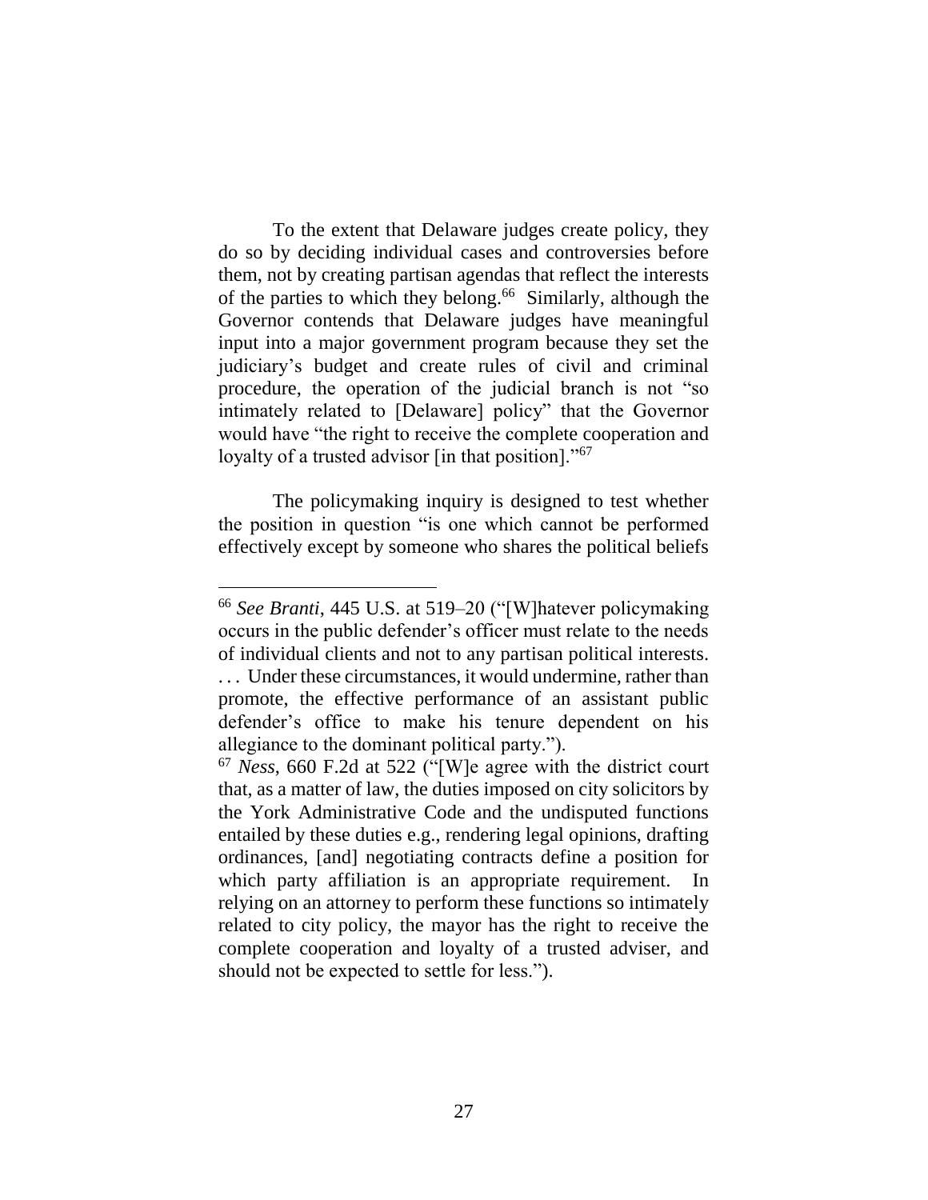To the extent that Delaware judges create policy, they do so by deciding individual cases and controversies before them, not by creating partisan agendas that reflect the interests of the parties to which they belong.[66] Similarly, although the Governor contends that Delaware judges have meaningful input into a major government program because they set the judiciary's budget and create rules of civil and criminal procedure, the operation of the judicial branch is not "so intimately related to [Delaware] policy" that the Governor would have "the right to receive the complete cooperation and loyalty of a trusted advisor [in that position]."[67]

The policymaking inquiry is designed to test whether the position in question "is one which cannot be performed effectively except by someone who shares the political beliefs

---

[66] *See Branti*, 445 U.S. at 519–20 ("[W]hatever policymaking occurs in the public defender's officer must relate to the needs of individual clients and not to any partisan political interests. . . . Under these circumstances, it would undermine, rather than promote, the effective performance of an assistant public defender's office to make his tenure dependent on his allegiance to the dominant political party.").

[67] *Ness*, 660 F.2d at 522 ("[W]e agree with the district court that, as a matter of law, the duties imposed on city solicitors by the York Administrative Code and the undisputed functions entailed by these duties e.g., rendering legal opinions, drafting ordinances, [and] negotiating contracts define a position for which party affiliation is an appropriate requirement. In relying on an attorney to perform these functions so intimately related to city policy, the mayor has the right to receive the complete cooperation and loyalty of a trusted adviser, and should not be expected to settle for less.").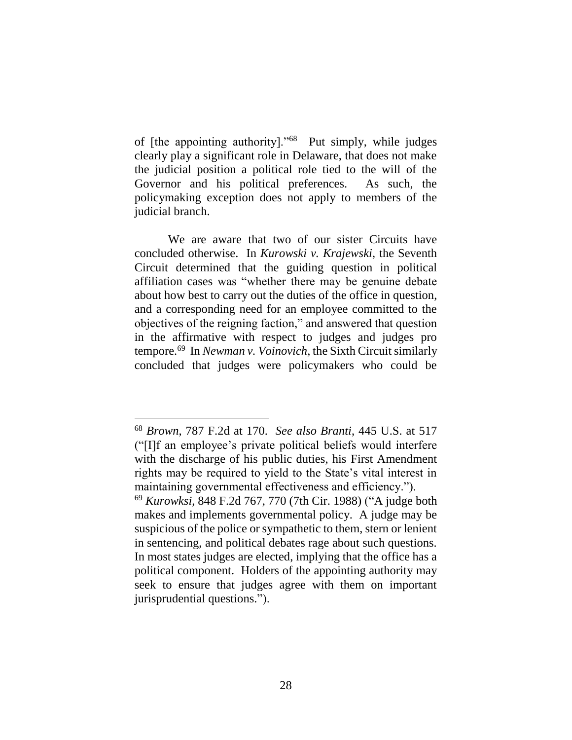of [the appointing authority]."[68] Put simply, while judges clearly play a significant role in Delaware, that does not make the judicial position a political role tied to the will of the Governor and his political preferences. As such, the policymaking exception does not apply to members of the judicial branch.

We are aware that two of our sister Circuits have concluded otherwise. In *Kurowski v. Krajewski*, the Seventh Circuit determined that the guiding question in political affiliation cases was "whether there may be genuine debate about how best to carry out the duties of the office in question, and a corresponding need for an employee committed to the objectives of the reigning faction," and answered that question in the affirmative with respect to judges and judges pro tempore.[69] In *Newman v. Voinovich*, the Sixth Circuit similarly concluded that judges were policymakers who could be

---

[68] *Brown*, 787 F.2d at 170. *See also Branti*, 445 U.S. at 517 ("[I]f an employee's private political beliefs would interfere with the discharge of his public duties, his First Amendment rights may be required to yield to the State's vital interest in maintaining governmental effectiveness and efficiency.").

[69] *Kurowksi*, 848 F.2d 767, 770 (7th Cir. 1988) ("A judge both makes and implements governmental policy. A judge may be suspicious of the police or sympathetic to them, stern or lenient in sentencing, and political debates rage about such questions. In most states judges are elected, implying that the office has a political component. Holders of the appointing authority may seek to ensure that judges agree with them on important jurisprudential questions.").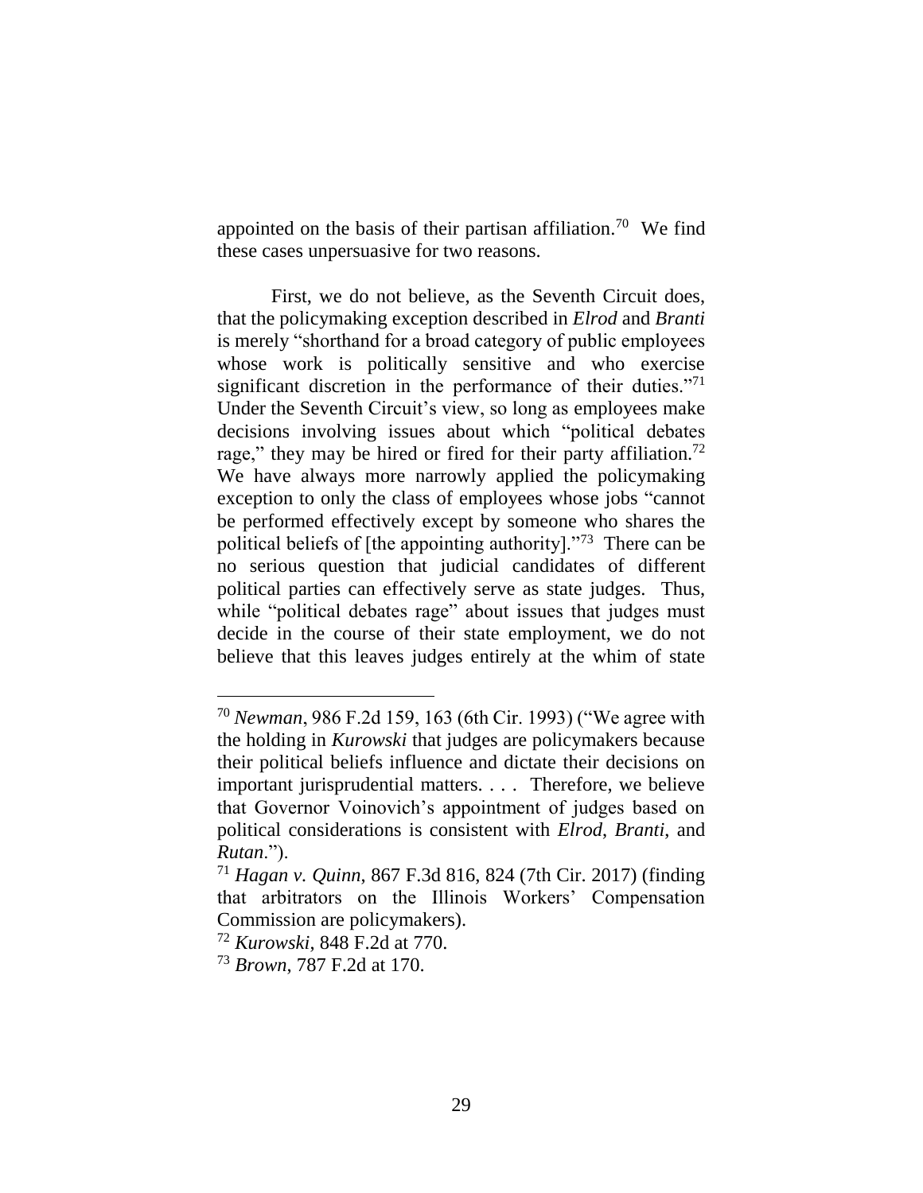appointed on the basis of their partisan affiliation.[70] We find these cases unpersuasive for two reasons.

First, we do not believe, as the Seventh Circuit does, that the policymaking exception described in *Elrod* and *Branti* is merely "shorthand for a broad category of public employees whose work is politically sensitive and who exercise significant discretion in the performance of their duties."[71] Under the Seventh Circuit's view, so long as employees make decisions involving issues about which "political debates rage," they may be hired or fired for their party affiliation.[72] We have always more narrowly applied the policymaking exception to only the class of employees whose jobs "cannot be performed effectively except by someone who shares the political beliefs of [the appointing authority]."[73] There can be no serious question that judicial candidates of different political parties can effectively serve as state judges. Thus, while "political debates rage" about issues that judges must decide in the course of their state employment, we do not believe that this leaves judges entirely at the whim of state

---

[70] *Newman*, 986 F.2d 159, 163 (6th Cir. 1993) ("We agree with the holding in *Kurowski* that judges are policymakers because their political beliefs influence and dictate their decisions on important jurisprudential matters. . . . Therefore, we believe that Governor Voinovich's appointment of judges based on political considerations is consistent with *Elrod*, *Branti*, and *Rutan*.").

[71] *Hagan v. Quinn*, 867 F.3d 816, 824 (7th Cir. 2017) (finding that arbitrators on the Illinois Workers' Compensation Commission are policymakers).

[72] *Kurowski*, 848 F.2d at 770.

[73] *Brown*, 787 F.2d at 170.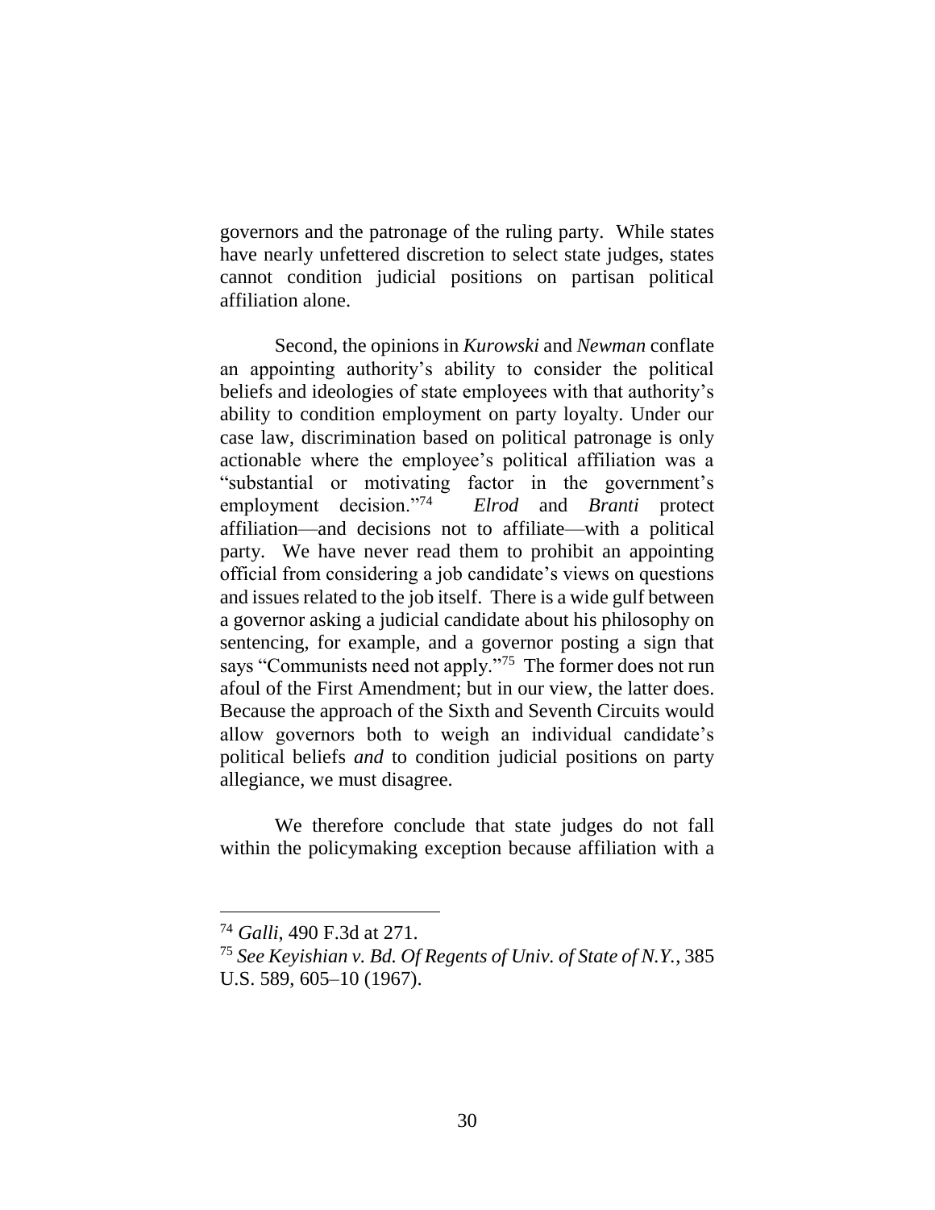governors and the patronage of the ruling party. While states have nearly unfettered discretion to select state judges, states cannot condition judicial positions on partisan political affiliation alone.

Second, the opinions in *Kurowski* and *Newman* conflate an appointing authority's ability to consider the political beliefs and ideologies of state employees with that authority's ability to condition employment on party loyalty. Under our case law, discrimination based on political patronage is only actionable where the employee's political affiliation was a "substantial or motivating factor in the government's employment decision."[74] *Elrod* and *Branti* protect affiliation—and decisions not to affiliate—with a political party. We have never read them to prohibit an appointing official from considering a job candidate's views on questions and issues related to the job itself. There is a wide gulf between a governor asking a judicial candidate about his philosophy on sentencing, for example, and a governor posting a sign that says "Communists need not apply."[75] The former does not run afoul of the First Amendment; but in our view, the latter does. Because the approach of the Sixth and Seventh Circuits would allow governors both to weigh an individual candidate's political beliefs *and* to condition judicial positions on party allegiance, we must disagree.

We therefore conclude that state judges do not fall within the policymaking exception because affiliation with a

---

[74] *Galli*, 490 F.3d at 271.

[75] *See Keyishian v. Bd. Of Regents of Univ. of State of N.Y.*, 385 U.S. 589, 605–10 (1967).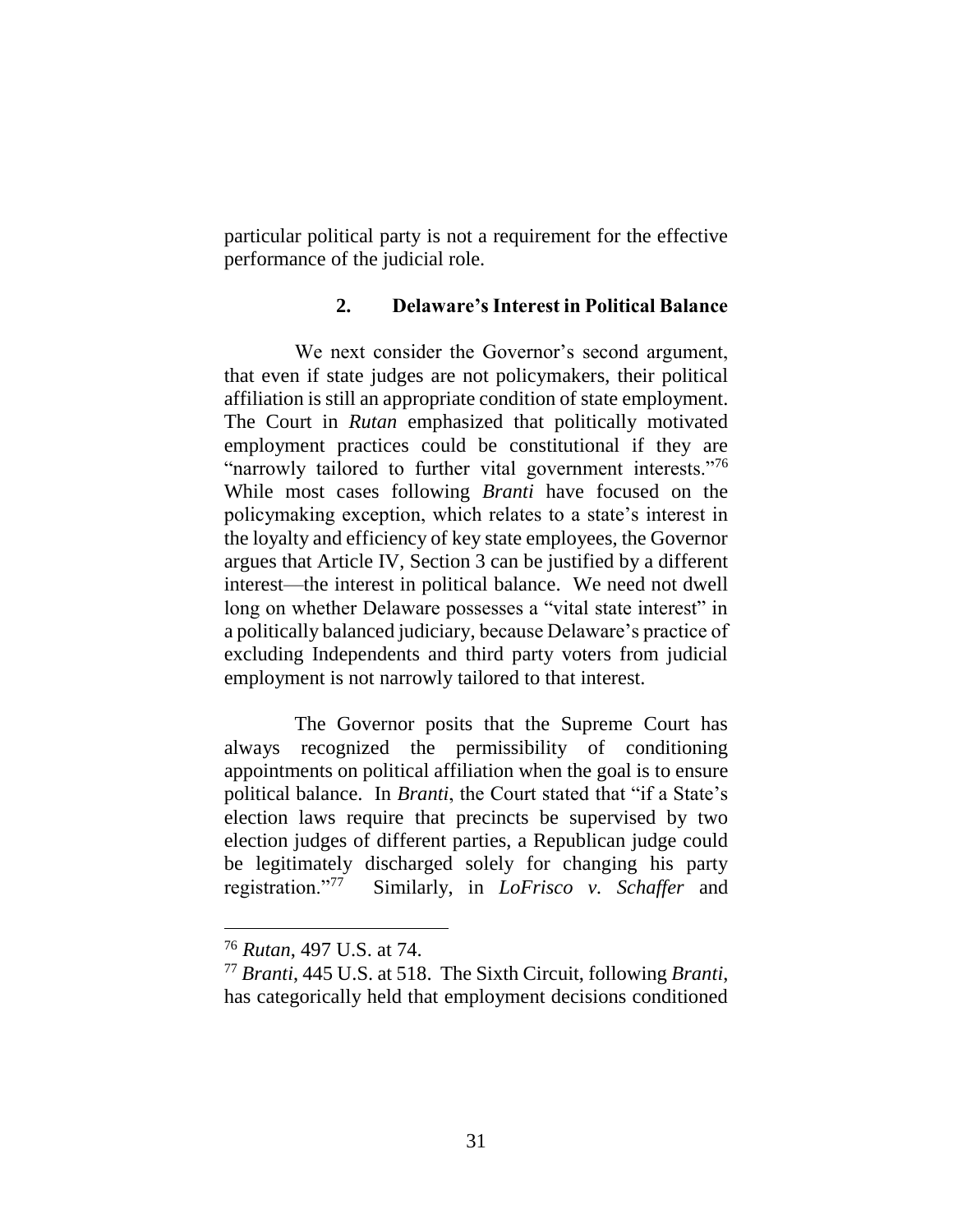particular political party is not a requirement for the effective performance of the judicial role.

### 2. Delaware's Interest in Political Balance

We next consider the Governor's second argument, that even if state judges are not policymakers, their political affiliation is still an appropriate condition of state employment. The Court in *Rutan* emphasized that politically motivated employment practices could be constitutional if they are "narrowly tailored to further vital government interests."[76] While most cases following *Branti* have focused on the policymaking exception, which relates to a state's interest in the loyalty and efficiency of key state employees, the Governor argues that Article IV, Section 3 can be justified by a different interest—the interest in political balance. We need not dwell long on whether Delaware possesses a "vital state interest" in a politically balanced judiciary, because Delaware's practice of excluding Independents and third party voters from judicial employment is not narrowly tailored to that interest.

The Governor posits that the Supreme Court has always recognized the permissibility of conditioning appointments on political affiliation when the goal is to ensure political balance. In *Branti*, the Court stated that "if a State's election laws require that precincts be supervised by two election judges of different parties, a Republican judge could be legitimately discharged solely for changing his party registration."[77] Similarly, in *LoFrisco v. Schaffer* and

---

[76] *Rutan*, 497 U.S. at 74.

[77] *Branti*, 445 U.S. at 518. The Sixth Circuit, following *Branti*, has categorically held that employment decisions conditioned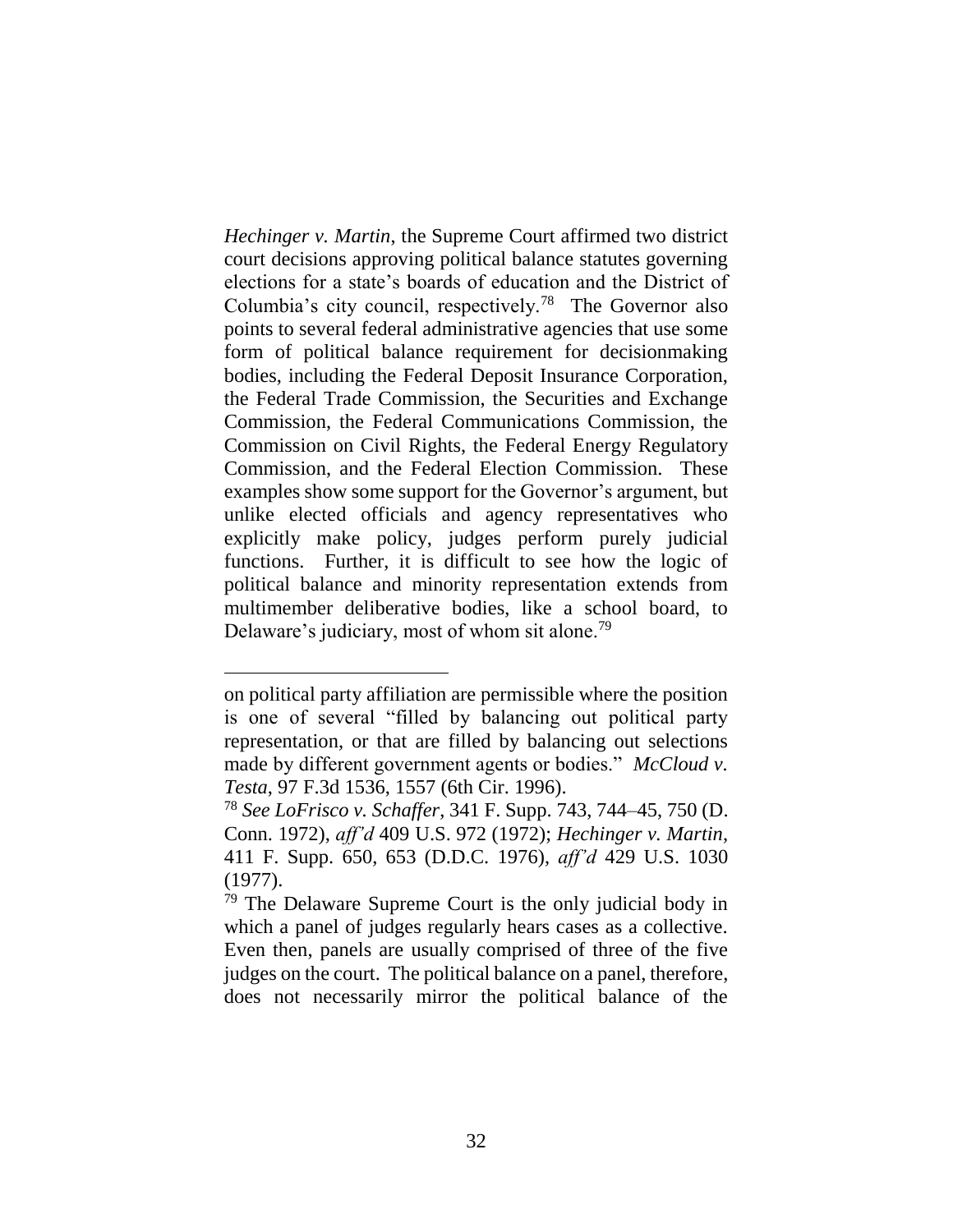*Hechinger v. Martin*, the Supreme Court affirmed two district court decisions approving political balance statutes governing elections for a state's boards of education and the District of Columbia's city council, respectively.[78] The Governor also points to several federal administrative agencies that use some form of political balance requirement for decisionmaking bodies, including the Federal Deposit Insurance Corporation, the Federal Trade Commission, the Securities and Exchange Commission, the Federal Communications Commission, the Commission on Civil Rights, the Federal Energy Regulatory Commission, and the Federal Election Commission. These examples show some support for the Governor's argument, but unlike elected officials and agency representatives who explicitly make policy, judges perform purely judicial functions. Further, it is difficult to see how the logic of political balance and minority representation extends from multimember deliberative bodies, like a school board, to Delaware's judiciary, most of whom sit alone.[79]

---

on political party affiliation are permissible where the position is one of several "filled by balancing out political party representation, or that are filled by balancing out selections made by different government agents or bodies." *McCloud v. Testa*, 97 F.3d 1536, 1557 (6th Cir. 1996).

[78] *See LoFrisco v. Schaffer*, 341 F. Supp. 743, 744–45, 750 (D. Conn. 1972), *aff'd* 409 U.S. 972 (1972); *Hechinger v. Martin*, 411 F. Supp. 650, 653 (D.D.C. 1976), *aff'd* 429 U.S. 1030 (1977).

[79] The Delaware Supreme Court is the only judicial body in which a panel of judges regularly hears cases as a collective. Even then, panels are usually comprised of three of the five judges on the court. The political balance on a panel, therefore, does not necessarily mirror the political balance of the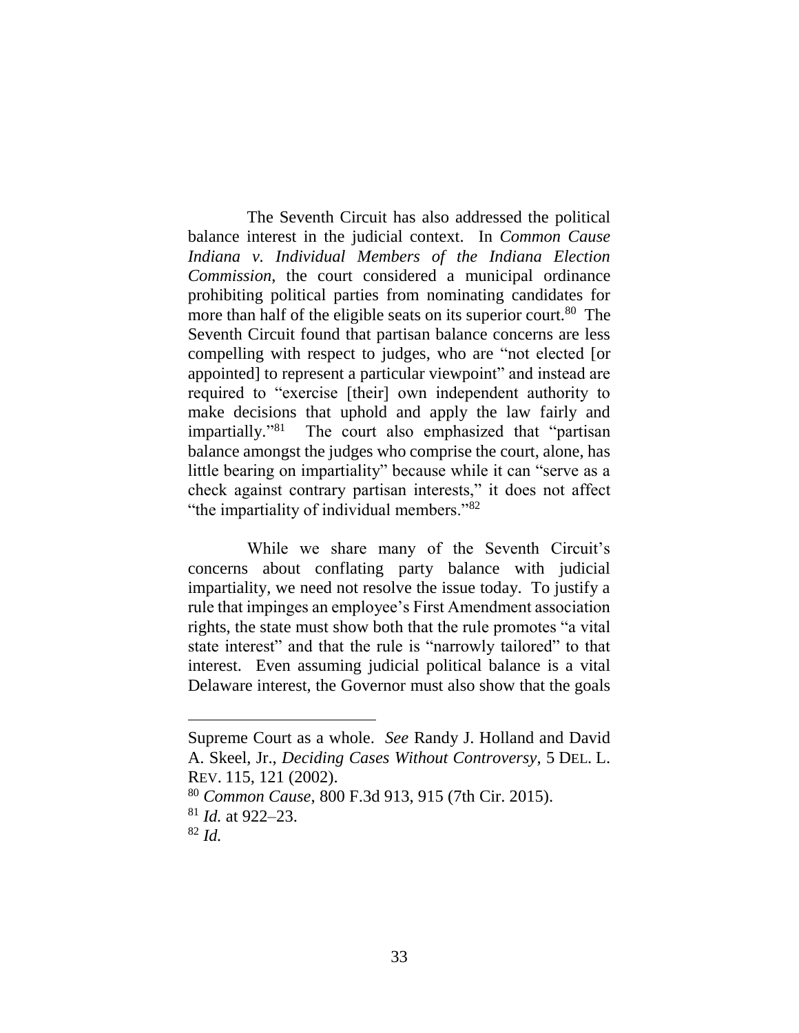The Seventh Circuit has also addressed the political balance interest in the judicial context. In *Common Cause Indiana v. Individual Members of the Indiana Election Commission*, the court considered a municipal ordinance prohibiting political parties from nominating candidates for more than half of the eligible seats on its superior court.[80] The Seventh Circuit found that partisan balance concerns are less compelling with respect to judges, who are "not elected [or appointed] to represent a particular viewpoint" and instead are required to "exercise [their] own independent authority to make decisions that uphold and apply the law fairly and impartially."[81] The court also emphasized that "partisan balance amongst the judges who comprise the court, alone, has little bearing on impartiality" because while it can "serve as a check against contrary partisan interests," it does not affect "the impartiality of individual members."[82]

While we share many of the Seventh Circuit's concerns about conflating party balance with judicial impartiality, we need not resolve the issue today. To justify a rule that impinges an employee's First Amendment association rights, the state must show both that the rule promotes "a vital state interest" and that the rule is "narrowly tailored" to that interest. Even assuming judicial political balance is a vital Delaware interest, the Governor must also show that the goals

---

Supreme Court as a whole. *See* Randy J. Holland and David A. Skeel, Jr., *Deciding Cases Without Controversy*, 5 DEL. L. REV. 115, 121 (2002).

[80] *Common Cause*, 800 F.3d 913, 915 (7th Cir. 2015).

[81] *Id.* at 922–23.

[82] *Id.*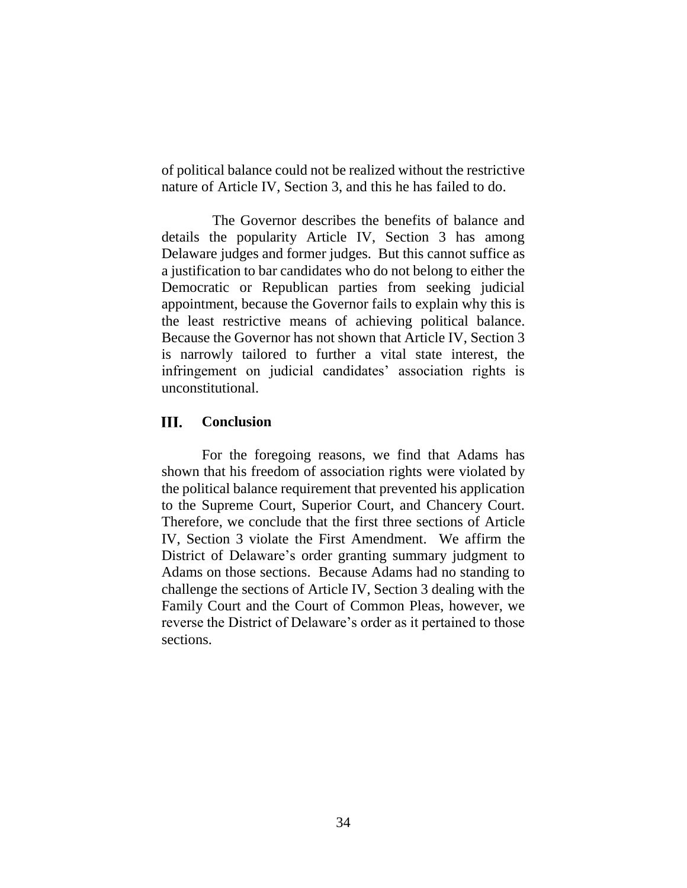of political balance could not be realized without the restrictive nature of Article IV, Section 3, and this he has failed to do.

The Governor describes the benefits of balance and details the popularity Article IV, Section 3 has among Delaware judges and former judges. But this cannot suffice as a justification to bar candidates who do not belong to either the Democratic or Republican parties from seeking judicial appointment, because the Governor fails to explain why this is the least restrictive means of achieving political balance. Because the Governor has not shown that Article IV, Section 3 is narrowly tailored to further a vital state interest, the infringement on judicial candidates' association rights is unconstitutional.

## III. Conclusion

For the foregoing reasons, we find that Adams has shown that his freedom of association rights were violated by the political balance requirement that prevented his application to the Supreme Court, Superior Court, and Chancery Court. Therefore, we conclude that the first three sections of Article IV, Section 3 violate the First Amendment. We affirm the District of Delaware's order granting summary judgment to Adams on those sections. Because Adams had no standing to challenge the sections of Article IV, Section 3 dealing with the Family Court and the Court of Common Pleas, however, we reverse the District of Delaware's order as it pertained to those sections.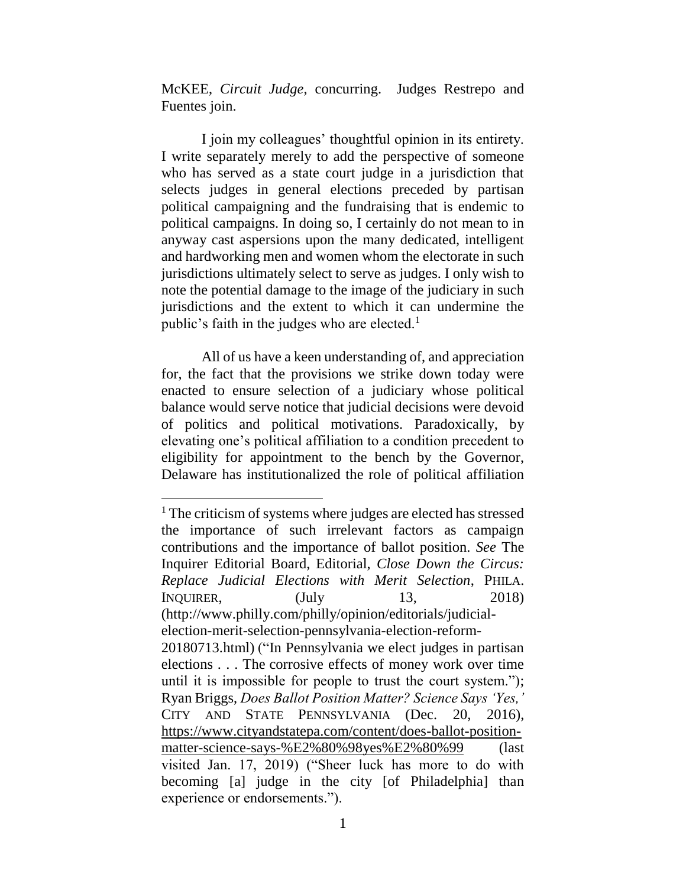McKEE, *Circuit Judge*, concurring. Judges Restrepo and Fuentes join.

I join my colleagues' thoughtful opinion in its entirety. I write separately merely to add the perspective of someone who has served as a state court judge in a jurisdiction that selects judges in general elections preceded by partisan political campaigning and the fundraising that is endemic to political campaigns. In doing so, I certainly do not mean to in anyway cast aspersions upon the many dedicated, intelligent and hardworking men and women whom the electorate in such jurisdictions ultimately select to serve as judges. I only wish to note the potential damage to the image of the judiciary in such jurisdictions and the extent to which it can undermine the public's faith in the judges who are elected.[1]

All of us have a keen understanding of, and appreciation for, the fact that the provisions we strike down today were enacted to ensure selection of a judiciary whose political balance would serve notice that judicial decisions were devoid of politics and political motivations. Paradoxically, by elevating one's political affiliation to a condition precedent to eligibility for appointment to the bench by the Governor, Delaware has institutionalized the role of political affiliation

---

[1] The criticism of systems where judges are elected has stressed the importance of such irrelevant factors as campaign contributions and the importance of ballot position. *See* The Inquirer Editorial Board, Editorial, *Close Down the Circus: Replace Judicial Elections with Merit Selection*, PHILA. INQUIRER, (July 13, 2018) (http://www.philly.com/philly/opinion/editorials/judicial-election-merit-selection-pennsylvania-election-reform-20180713.html) ("In Pennsylvania we elect judges in partisan elections . . . The corrosive effects of money work over time until it is impossible for people to trust the court system."); Ryan Briggs, *Does Ballot Position Matter? Science Says 'Yes,'* CITY AND STATE PENNSYLVANIA (Dec. 20, 2016), https://www.cityandstatepa.com/content/does-ballot-position-matter-science-says-%E2%80%98yes%E2%80%99 (last visited Jan. 17, 2019) ("Sheer luck has more to do with becoming [a] judge in the city [of Philadelphia] than experience or endorsements.").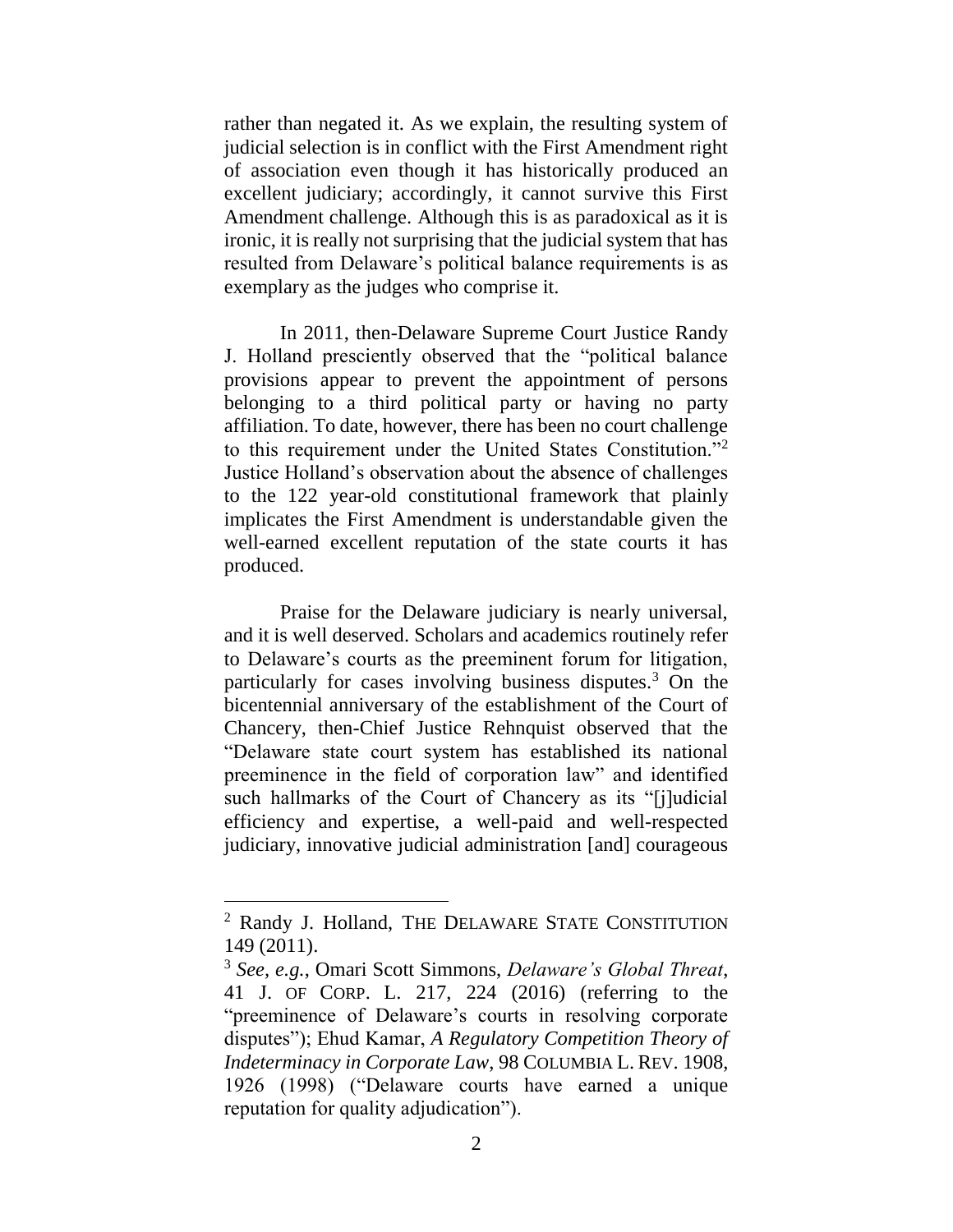rather than negated it. As we explain, the resulting system of judicial selection is in conflict with the First Amendment right of association even though it has historically produced an excellent judiciary; accordingly, it cannot survive this First Amendment challenge. Although this is as paradoxical as it is ironic, it is really not surprising that the judicial system that has resulted from Delaware's political balance requirements is as exemplary as the judges who comprise it.

In 2011, then-Delaware Supreme Court Justice Randy J. Holland presciently observed that the "political balance provisions appear to prevent the appointment of persons belonging to a third political party or having no party affiliation. To date, however, there has been no court challenge to this requirement under the United States Constitution."[2] Justice Holland's observation about the absence of challenges to the 122 year-old constitutional framework that plainly implicates the First Amendment is understandable given the well-earned excellent reputation of the state courts it has produced.

Praise for the Delaware judiciary is nearly universal, and it is well deserved. Scholars and academics routinely refer to Delaware's courts as the preeminent forum for litigation, particularly for cases involving business disputes.[3] On the bicentennial anniversary of the establishment of the Court of Chancery, then-Chief Justice Rehnquist observed that the "Delaware state court system has established its national preeminence in the field of corporation law" and identified such hallmarks of the Court of Chancery as its "[j]udicial efficiency and expertise, a well-paid and well-respected judiciary, innovative judicial administration [and] courageous

---

[2] Randy J. Holland, THE DELAWARE STATE CONSTITUTION 149 (2011).

[3] *See, e.g.*, Omari Scott Simmons, *Delaware's Global Threat*, 41 J. OF CORP. L. 217, 224 (2016) (referring to the "preeminence of Delaware's courts in resolving corporate disputes"); Ehud Kamar, *A Regulatory Competition Theory of Indeterminacy in Corporate Law*, 98 COLUMBIA L. REV. 1908, 1926 (1998) ("Delaware courts have earned a unique reputation for quality adjudication").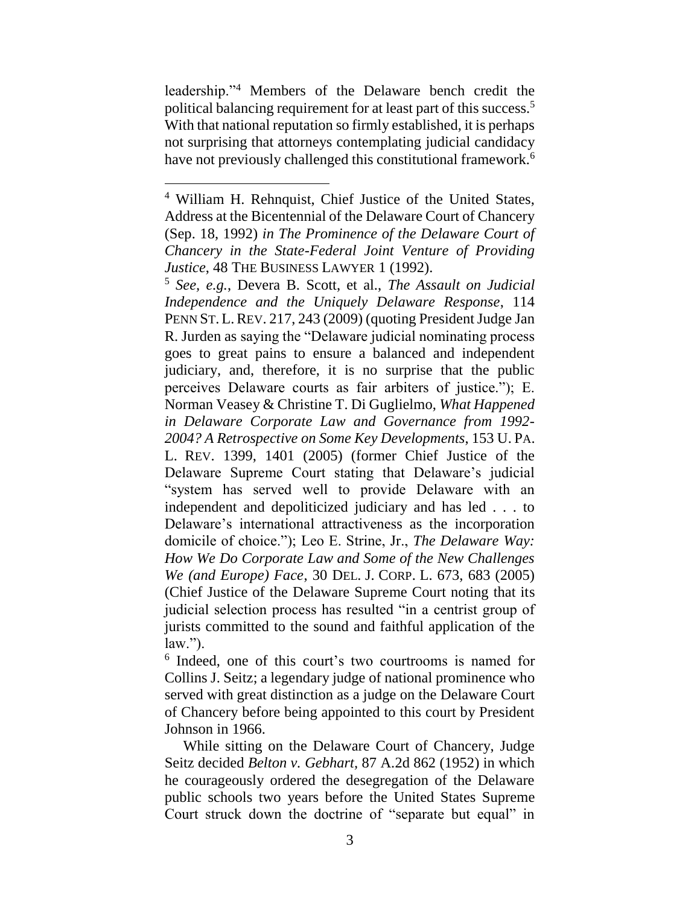leadership."[4] Members of the Delaware bench credit the political balancing requirement for at least part of this success.[5] With that national reputation so firmly established, it is perhaps not surprising that attorneys contemplating judicial candidacy have not previously challenged this constitutional framework.[6]

---

[4] William H. Rehnquist, Chief Justice of the United States, Address at the Bicentennial of the Delaware Court of Chancery (Sep. 18, 1992) *in The Prominence of the Delaware Court of Chancery in the State-Federal Joint Venture of Providing Justice*, 48 THE BUSINESS LAWYER 1 (1992).

[5] *See, e.g.*, Devera B. Scott, et al., *The Assault on Judicial Independence and the Uniquely Delaware Response*, 114 PENN ST. L. REV. 217, 243 (2009) (quoting President Judge Jan R. Jurden as saying the "Delaware judicial nominating process goes to great pains to ensure a balanced and independent judiciary, and, therefore, it is no surprise that the public perceives Delaware courts as fair arbiters of justice."); E. Norman Veasey & Christine T. Di Guglielmo, *What Happened in Delaware Corporate Law and Governance from 1992-2004? A Retrospective on Some Key Developments*, 153 U. PA. L. REV. 1399, 1401 (2005) (former Chief Justice of the Delaware Supreme Court stating that Delaware's judicial "system has served well to provide Delaware with an independent and depoliticized judiciary and has led . . . to Delaware's international attractiveness as the incorporation domicile of choice."); Leo E. Strine, Jr., *The Delaware Way: How We Do Corporate Law and Some of the New Challenges We (and Europe) Face*, 30 DEL. J. CORP. L. 673, 683 (2005) (Chief Justice of the Delaware Supreme Court noting that its judicial selection process has resulted "in a centrist group of jurists committed to the sound and faithful application of the law.").

[6] Indeed, one of this court's two courtrooms is named for Collins J. Seitz; a legendary judge of national prominence who served with great distinction as a judge on the Delaware Court of Chancery before being appointed to this court by President Johnson in 1966.

While sitting on the Delaware Court of Chancery, Judge Seitz decided *Belton v. Gebhart*, 87 A.2d 862 (1952) in which he courageously ordered the desegregation of the Delaware public schools two years before the United States Supreme Court struck down the doctrine of "separate but equal" in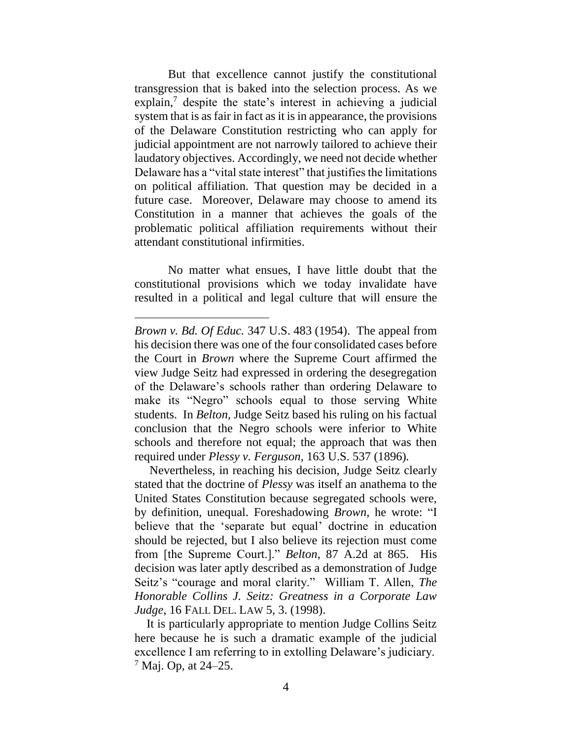But that excellence cannot justify the constitutional transgression that is baked into the selection process. As we explain,[7] despite the state's interest in achieving a judicial system that is as fair in fact as it is in appearance, the provisions of the Delaware Constitution restricting who can apply for judicial appointment are not narrowly tailored to achieve their laudatory objectives. Accordingly, we need not decide whether Delaware has a "vital state interest" that justifies the limitations on political affiliation. That question may be decided in a future case. Moreover, Delaware may choose to amend its Constitution in a manner that achieves the goals of the problematic political affiliation requirements without their attendant constitutional infirmities.

No matter what ensues, I have little doubt that the constitutional provisions which we today invalidate have resulted in a political and legal culture that will ensure the

---

*Brown v. Bd. Of Educ.* 347 U.S. 483 (1954). The appeal from his decision there was one of the four consolidated cases before the Court in *Brown* where the Supreme Court affirmed the view Judge Seitz had expressed in ordering the desegregation of the Delaware's schools rather than ordering Delaware to make its "Negro" schools equal to those serving White students. In *Belton*, Judge Seitz based his ruling on his factual conclusion that the Negro schools were inferior to White schools and therefore not equal; the approach that was then required under *Plessy v. Ferguson*, 163 U.S. 537 (1896).

Nevertheless, in reaching his decision, Judge Seitz clearly stated that the doctrine of *Plessy* was itself an anathema to the United States Constitution because segregated schools were, by definition, unequal. Foreshadowing *Brown*, he wrote: "I believe that the 'separate but equal' doctrine in education should be rejected, but I also believe its rejection must come from [the Supreme Court.]." *Belton*, 87 A.2d at 865. His decision was later aptly described as a demonstration of Judge Seitz's "courage and moral clarity." William T. Allen, *The Honorable Collins J. Seitz: Greatness in a Corporate Law Judge*, 16 FALL DEL. LAW 5, 3. (1998).

It is particularly appropriate to mention Judge Collins Seitz here because he is such a dramatic example of the judicial excellence I am referring to in extolling Delaware's judiciary.

[7] Maj. Op, at 24–25.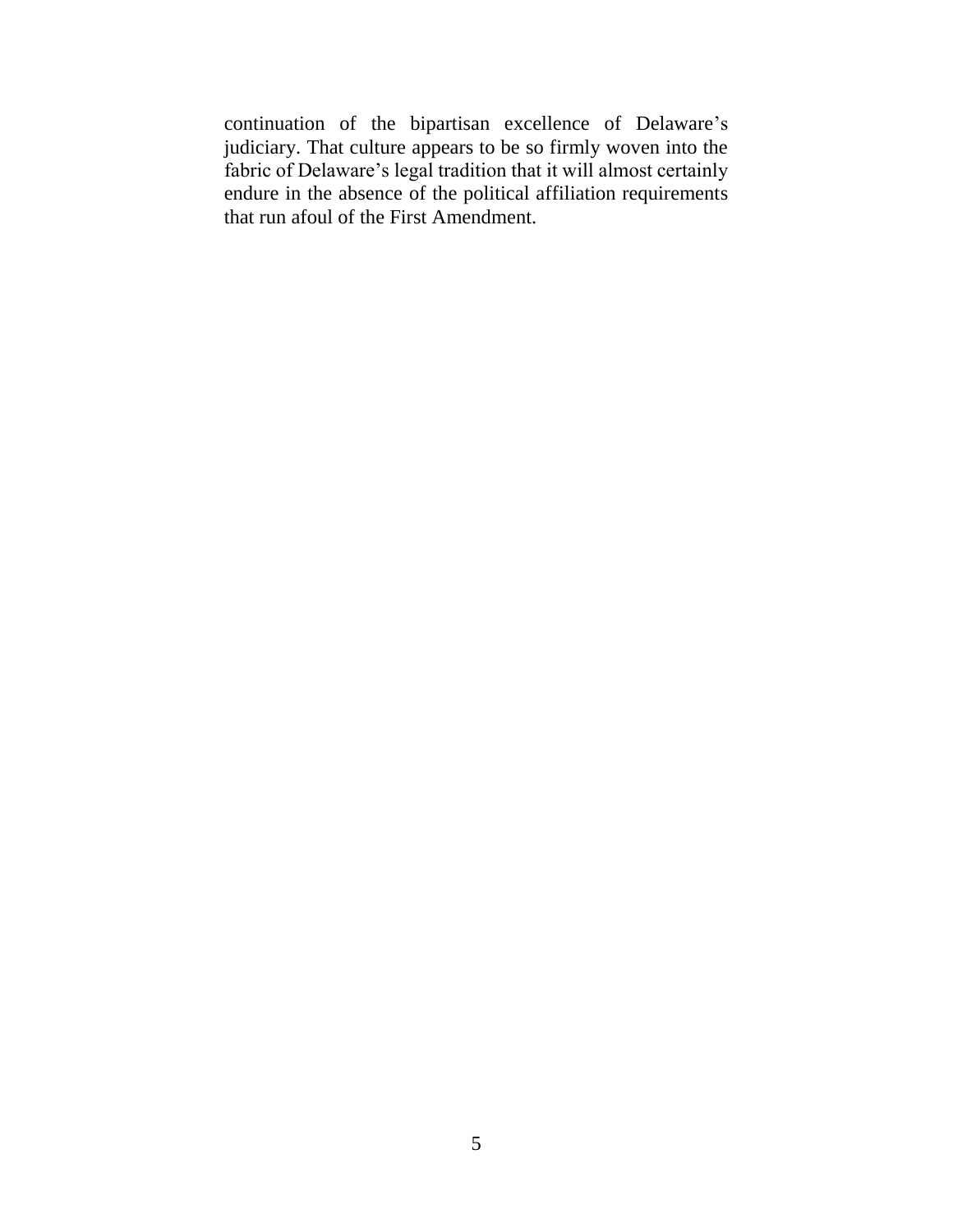continuation of the bipartisan excellence of Delaware's judiciary. That culture appears to be so firmly woven into the fabric of Delaware's legal tradition that it will almost certainly endure in the absence of the political affiliation requirements that run afoul of the First Amendment.